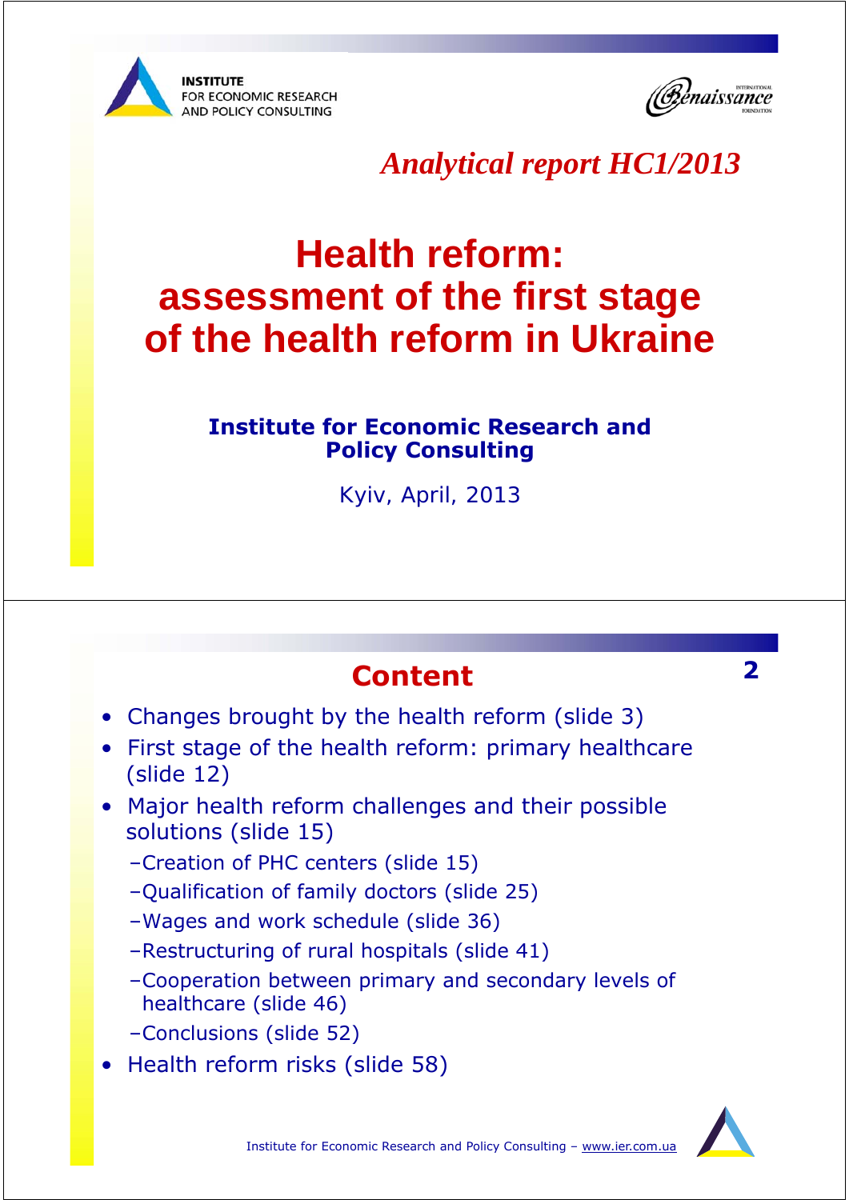INSTITUTE FOR ECONOMIC RESEARCH AND POLICY CONSULTING

International Renaissance Foundation

*Analytical report HC1/2013*

# Health reform: assessment of the first stage of the health reform in Ukraine

**Institute for Economic Research and Policy Consulting**

Kyiv, April, 2013

## Content

- Changes brought by the health reform (slide 3)
- First stage of the health reform: primary healthcare (slide 12)
- Major health reform challenges and their possible solutions (slide 15)
  - –Creation of PHC centers (slide 15)
  - –Qualification of family doctors (slide 25)
  - –Wages and work schedule (slide 36)
  - –Restructuring of rural hospitals (slide 41)
  - –Cooperation between primary and secondary levels of healthcare (slide 46)
  - –Conclusions (slide 52)
- Health reform risks (slide 58)

Institute for Economic Research and Policy Consulting – www.ier.com.ua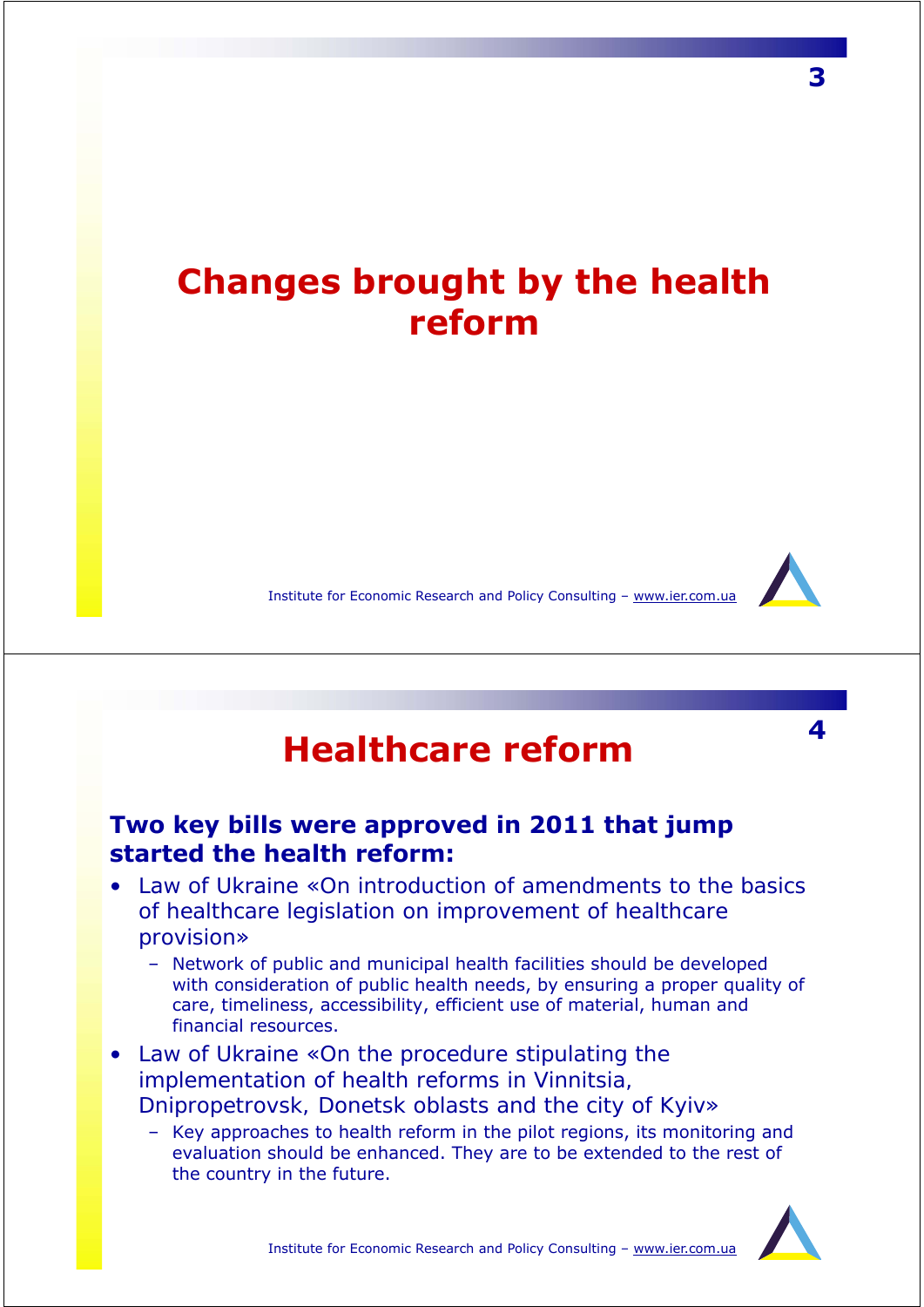# Changes brought by the health reform

# Healthcare reform

**Two key bills were approved in 2011 that jump started the health reform:**

- Law of Ukraine «On introduction of amendments to the basics of healthcare legislation on improvement of healthcare provision»
  - Network of public and municipal health facilities should be developed with consideration of public health needs, by ensuring a proper quality of care, timeliness, accessibility, efficient use of material, human and financial resources.
- Law of Ukraine «On the procedure stipulating the implementation of health reforms in Vinnitsia, Dnipropetrovsk, Donetsk oblasts and the city of Kyiv»
  - Key approaches to health reform in the pilot regions, its monitoring and evaluation should be enhanced. They are to be extended to the rest of the country in the future.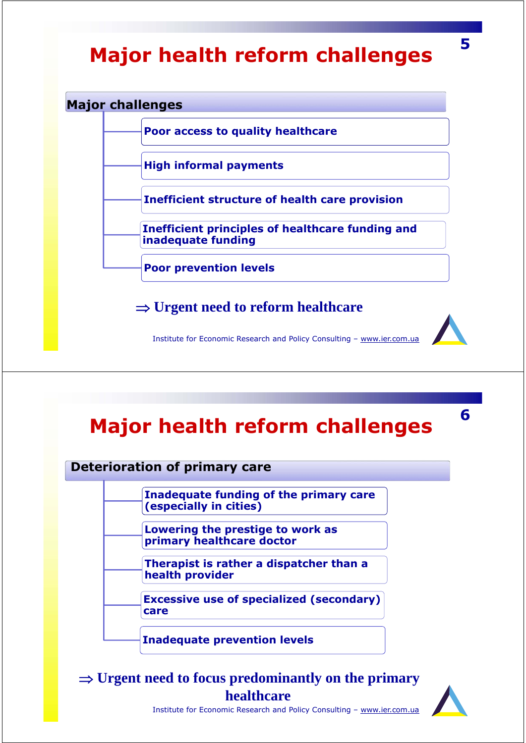# Major health reform challenges

## Major challenges

- Poor access to quality healthcare
- High informal payments
- Inefficient structure of health care provision
- Inefficient principles of healthcare funding and inadequate funding
- Poor prevention levels

⇒ **Urgent need to reform healthcare**

Institute for Economic Research and Policy Consulting – www.ier.com.ua

# Major health reform challenges

## Deterioration of primary care

- Inadequate funding of the primary care (especially in cities)
- Lowering the prestige to work as primary healthcare doctor
- Therapist is rather a dispatcher than a health provider
- Excessive use of specialized (secondary) care
- Inadequate prevention levels

⇒ **Urgent need to focus predominantly on the primary healthcare**

Institute for Economic Research and Policy Consulting – www.ier.com.ua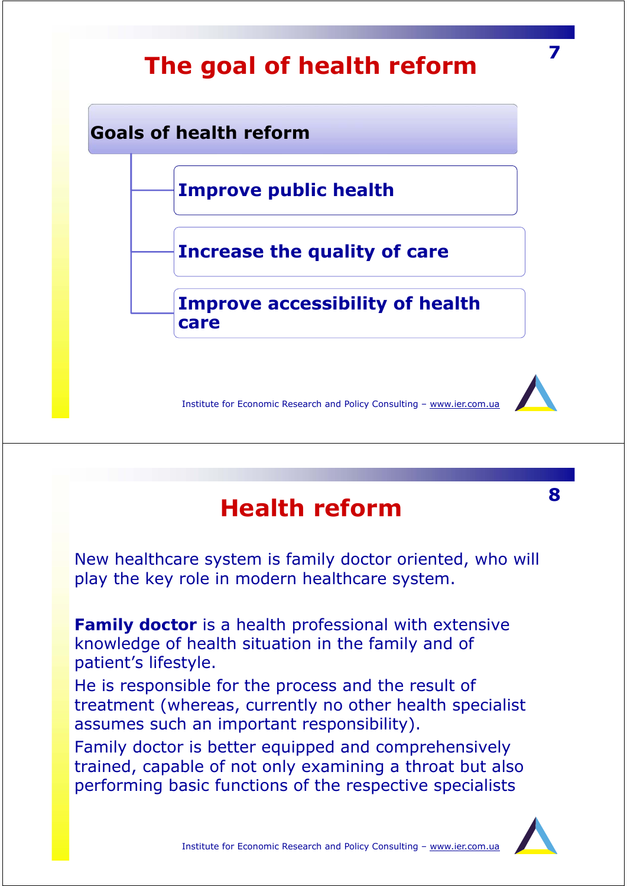# The goal of health reform

**Goals of health reform**

- **Improve public health**
- **Increase the quality of care**
- **Improve accessibility of health care**

# Health reform

New healthcare system is family doctor oriented, who will play the key role in modern healthcare system.

**Family doctor** is a health professional with extensive knowledge of health situation in the family and of patient's lifestyle.

He is responsible for the process and the result of treatment (whereas, currently no other health specialist assumes such an important responsibility).

Family doctor is better equipped and comprehensively trained, capable of not only examining a throat but also performing basic functions of the respective specialists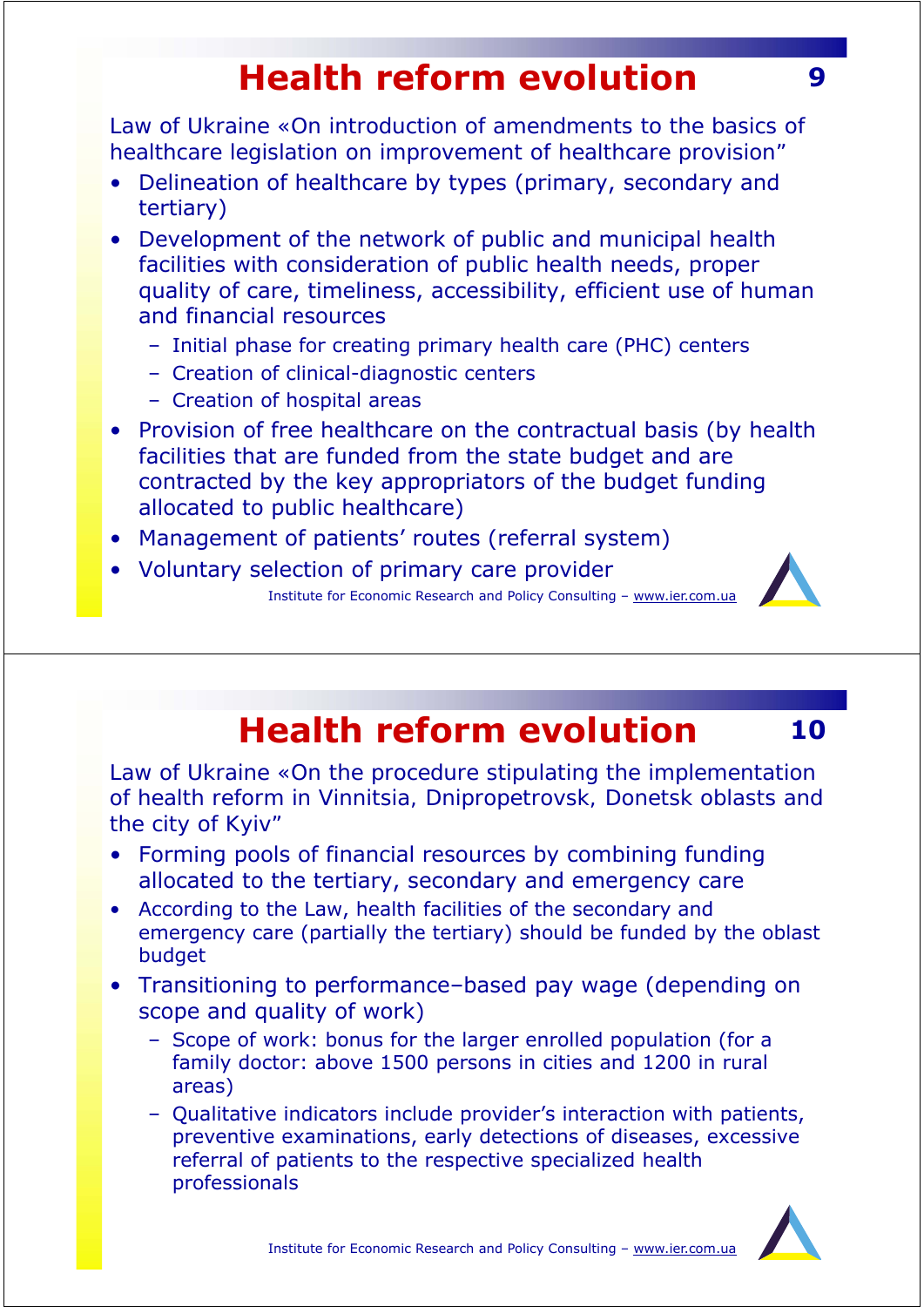# Health reform evolution

Law of Ukraine «On introduction of amendments to the basics of healthcare legislation on improvement of healthcare provision"

- Delineation of healthcare by types (primary, secondary and tertiary)
- Development of the network of public and municipal health facilities with consideration of public health needs, proper quality of care, timeliness, accessibility, efficient use of human and financial resources
  - Initial phase for creating primary health care (PHC) centers
  - Creation of clinical-diagnostic centers
  - Creation of hospital areas
- Provision of free healthcare on the contractual basis (by health facilities that are funded from the state budget and are contracted by the key appropriators of the budget funding allocated to public healthcare)
- Management of patients' routes (referral system)
- Voluntary selection of primary care provider

# Health reform evolution

Law of Ukraine «On the procedure stipulating the implementation of health reform in Vinnitsia, Dnipropetrovsk, Donetsk oblasts and the city of Kyiv"

- Forming pools of financial resources by combining funding allocated to the tertiary, secondary and emergency care
- According to the Law, health facilities of the secondary and emergency care (partially the tertiary) should be funded by the oblast budget
- Transitioning to performance–based pay wage (depending on scope and quality of work)
  - Scope of work: bonus for the larger enrolled population (for a family doctor: above 1500 persons in cities and 1200 in rural areas)
  - Qualitative indicators include provider's interaction with patients, preventive examinations, early detections of diseases, excessive referral of patients to the respective specialized health professionals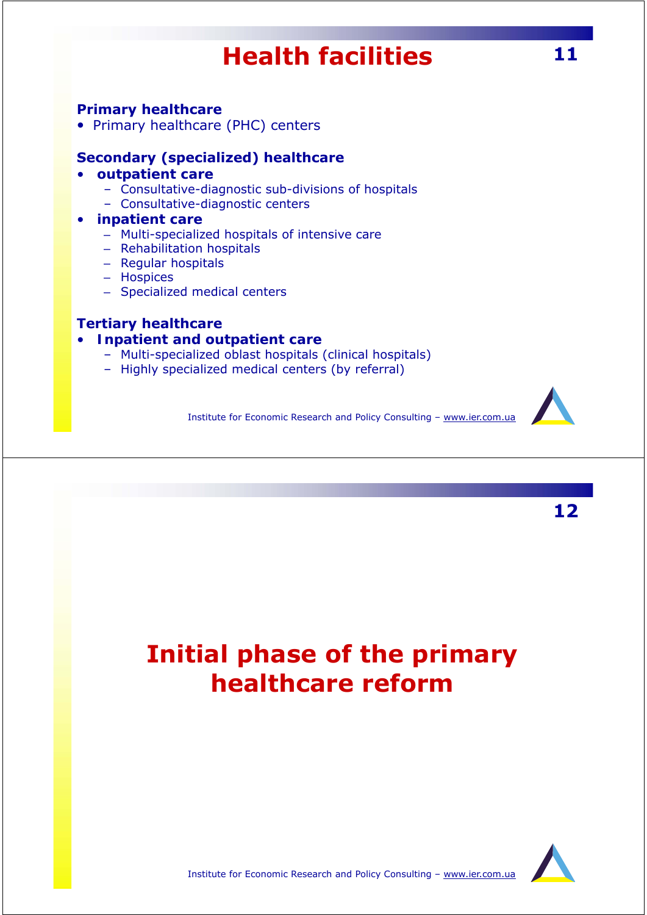# Health facilities

**Primary healthcare**

- Primary healthcare (PHC) centers

**Secondary (specialized) healthcare**

- **outpatient care**
  - Consultative-diagnostic sub-divisions of hospitals
  - Consultative-diagnostic centers
- **inpatient care**
  - Multi-specialized hospitals of intensive care
  - Rehabilitation hospitals
  - Regular hospitals
  - Hospices
  - Specialized medical centers

**Tertiary healthcare**

- **Inpatient and outpatient care**
  - Multi-specialized oblast hospitals (clinical hospitals)
  - Highly specialized medical centers (by referral)

# Initial phase of the primary healthcare reform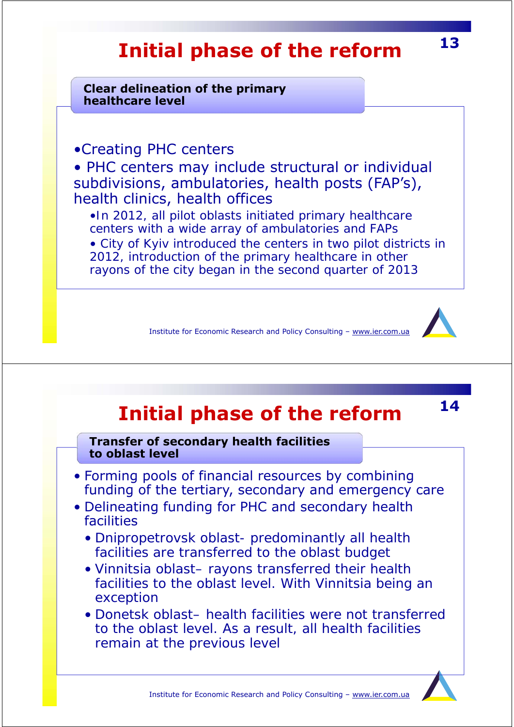# Initial phase of the reform

**Clear delineation of the primary healthcare level**

- Creating PHC centers
- PHC centers may include structural or individual subdivisions, ambulatories, health posts (FAP's), health clinics, health offices
  - In 2012, all pilot oblasts initiated primary healthcare centers with a wide array of ambulatories and FAPs
  - City of Kyiv introduced the centers in two pilot districts in 2012, introduction of the primary healthcare in other rayons of the city began in the second quarter of 2013

# Initial phase of the reform

**Transfer of secondary health facilities to oblast level**

- Forming pools of financial resources by combining funding of the tertiary, secondary and emergency care
- Delineating funding for PHC and secondary health facilities
  - Dnipropetrovsk oblast- predominantly all health facilities are transferred to the oblast budget
  - Vinnitsia oblast– rayons transferred their health facilities to the oblast level. With Vinnitsia being an exception
  - Donetsk oblast– health facilities were not transferred to the oblast level. As a result, all health facilities remain at the previous level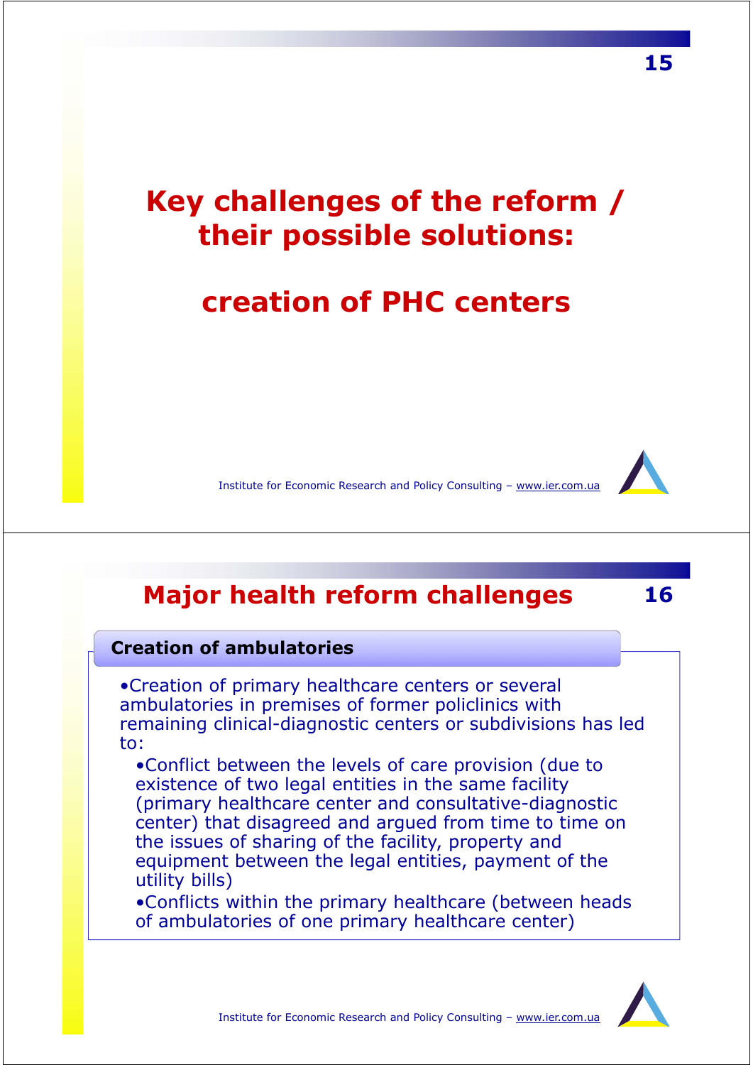# Key challenges of the reform / their possible solutions:

# creation of PHC centers

## Major health reform challenges

### Creation of ambulatories

- Creation of primary healthcare centers or several ambulatories in premises of former policlinics with remaining clinical-diagnostic centers or subdivisions has led to:
  - Conflict between the levels of care provision (due to existence of two legal entities in the same facility (primary healthcare center and consultative-diagnostic center) that disagreed and argued from time to time on the issues of sharing of the facility, property and equipment between the legal entities, payment of the utility bills)
  - Conflicts within the primary healthcare (between heads of ambulatories of one primary healthcare center)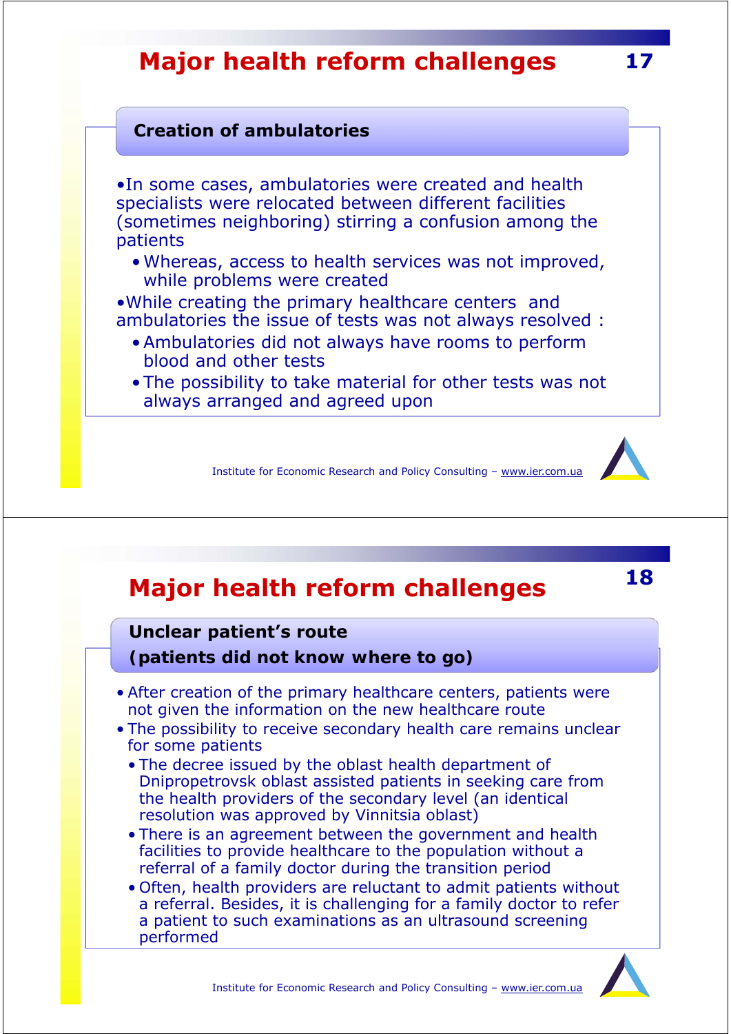## Major health reform challenges

### Creation of ambulatories

- In some cases, ambulatories were created and health specialists were relocated between different facilities (sometimes neighboring) stirring a confusion among the patients
  - Whereas, access to health services was not improved, while problems were created
- While creating the primary healthcare centers and ambulatories the issue of tests was not always resolved :
  - Ambulatories did not always have rooms to perform blood and other tests
  - The possibility to take material for other tests was not always arranged and agreed upon

Institute for Economic Research and Policy Consulting – www.ier.com.ua

## Major health reform challenges

### Unclear patient's route (patients did not know where to go)

- After creation of the primary healthcare centers, patients were not given the information on the new healthcare route
- The possibility to receive secondary health care remains unclear for some patients
  - The decree issued by the oblast health department of Dnipropetrovsk oblast assisted patients in seeking care from the health providers of the secondary level (an identical resolution was approved by Vinnitsia oblast)
  - There is an agreement between the government and health facilities to provide healthcare to the population without a referral of a family doctor during the transition period
  - Often, health providers are reluctant to admit patients without a referral. Besides, it is challenging for a family doctor to refer a patient to such examinations as an ultrasound screening performed

Institute for Economic Research and Policy Consulting – www.ier.com.ua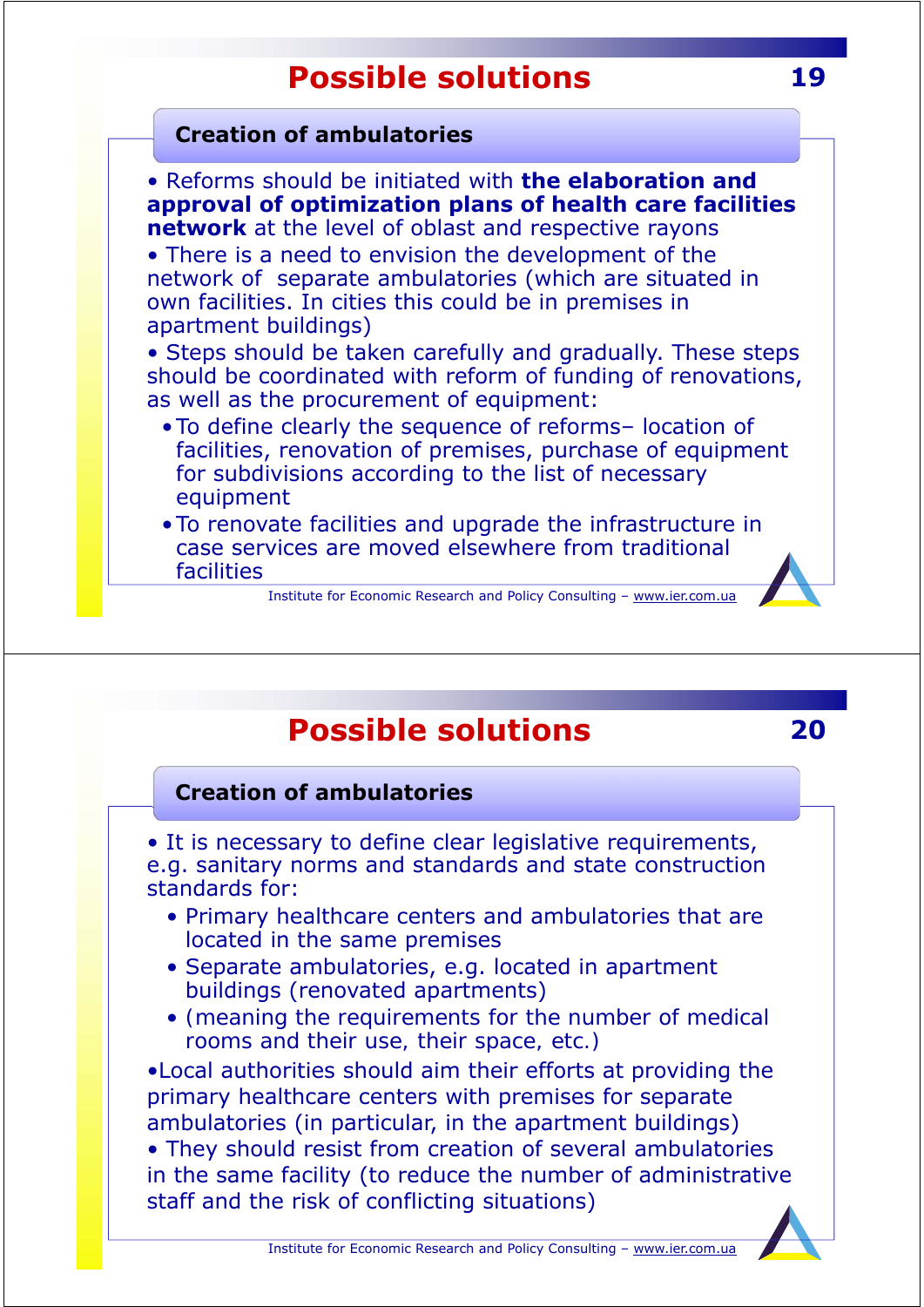# Possible solutions

## Creation of ambulatories

- Reforms should be initiated with **the elaboration and approval of optimization plans of health care facilities network** at the level of oblast and respective rayons
- There is a need to envision the development of the network of separate ambulatories (which are situated in own facilities. In cities this could be in premises in apartment buildings)
- Steps should be taken carefully and gradually. These steps should be coordinated with reform of funding of renovations, as well as the procurement of equipment:
  - To define clearly the sequence of reforms– location of facilities, renovation of premises, purchase of equipment for subdivisions according to the list of necessary equipment
  - To renovate facilities and upgrade the infrastructure in case services are moved elsewhere from traditional facilities

# Possible solutions

## Creation of ambulatories

- It is necessary to define clear legislative requirements, e.g. sanitary norms and standards and state construction standards for:
  - Primary healthcare centers and ambulatories that are located in the same premises
  - Separate ambulatories, e.g. located in apartment buildings (renovated apartments)
  - (meaning the requirements for the number of medical rooms and their use, their space, etc.)
- Local authorities should aim their efforts at providing the primary healthcare centers with premises for separate ambulatories (in particular, in the apartment buildings)
- They should resist from creation of several ambulatories in the same facility (to reduce the number of administrative staff and the risk of conflicting situations)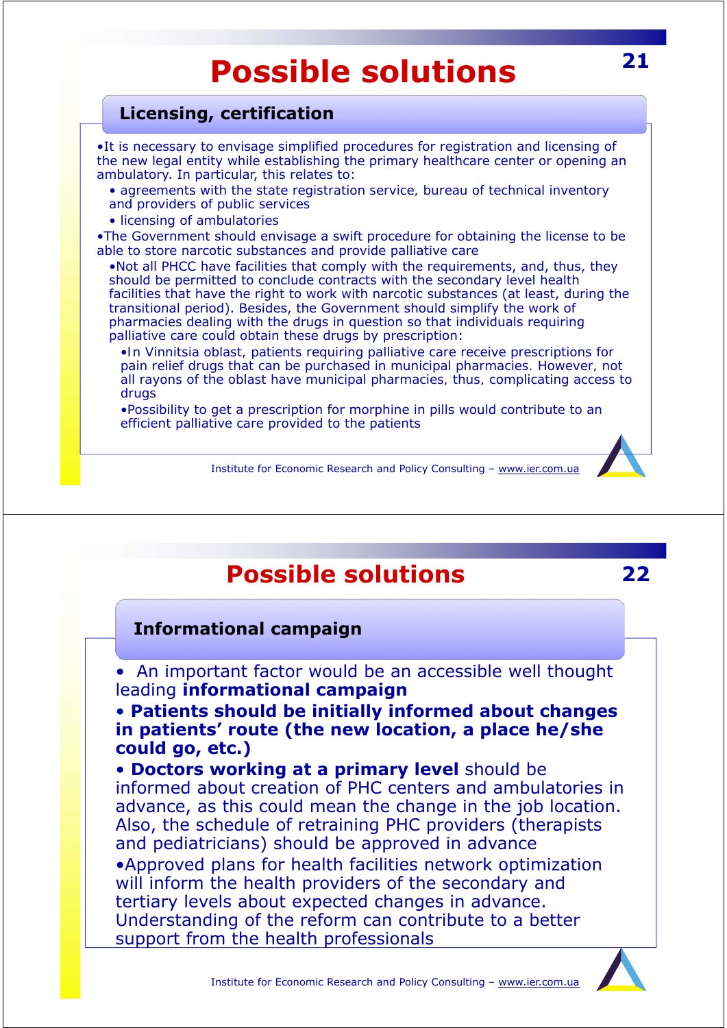# Possible solutions

## Licensing, certification

- It is necessary to envisage simplified procedures for registration and licensing of the new legal entity while establishing the primary healthcare center or opening an ambulatory. In particular, this relates to:
  - agreements with the state registration service, bureau of technical inventory and providers of public services
  - licensing of ambulatories
- The Government should envisage a swift procedure for obtaining the license to be able to store narcotic substances and provide palliative care
  - Not all PHCC have facilities that comply with the requirements, and, thus, they should be permitted to conclude contracts with the secondary level health facilities that have the right to work with narcotic substances (at least, during the transitional period). Besides, the Government should simplify the work of pharmacies dealing with the drugs in question so that individuals requiring palliative care could obtain these drugs by prescription:
    - In Vinnitsia oblast, patients requiring palliative care receive prescriptions for pain relief drugs that can be purchased in municipal pharmacies. However, not all rayons of the oblast have municipal pharmacies, thus, complicating access to drugs
    - Possibility to get a prescription for morphine in pills would contribute to an efficient palliative care provided to the patients

# Possible solutions

## Informational campaign

- An important factor would be an accessible well thought leading **informational campaign**
- **Patients should be initially informed about changes in patients' route (the new location, a place he/she could go, etc.)**
- **Doctors working at a primary level** should be informed about creation of PHC centers and ambulatories in advance, as this could mean the change in the job location. Also, the schedule of retraining PHC providers (therapists and pediatricians) should be approved in advance
- Approved plans for health facilities network optimization will inform the health providers of the secondary and tertiary levels about expected changes in advance. Understanding of the reform can contribute to a better support from the health professionals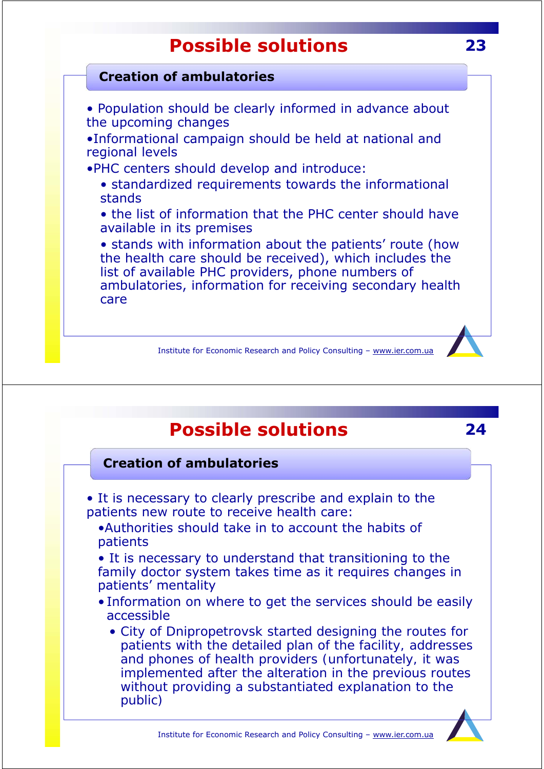# Possible solutions

## Creation of ambulatories

- Population should be clearly informed in advance about the upcoming changes
- Informational campaign should be held at national and regional levels
- PHC centers should develop and introduce:
  - standardized requirements towards the informational stands
  - the list of information that the PHC center should have available in its premises
  - stands with information about the patients' route (how the health care should be received), which includes the list of available PHC providers, phone numbers of ambulatories, information for receiving secondary health care

# Possible solutions

## Creation of ambulatories

- It is necessary to clearly prescribe and explain to the patients new route to receive health care:
  - Authorities should take in to account the habits of patients
  - It is necessary to understand that transitioning to the family doctor system takes time as it requires changes in patients' mentality
  - Information on where to get the services should be easily accessible
    - City of Dnipropetrovsk started designing the routes for patients with the detailed plan of the facility, addresses and phones of health providers (unfortunately, it was implemented after the alteration in the previous routes without providing a substantiated explanation to the public)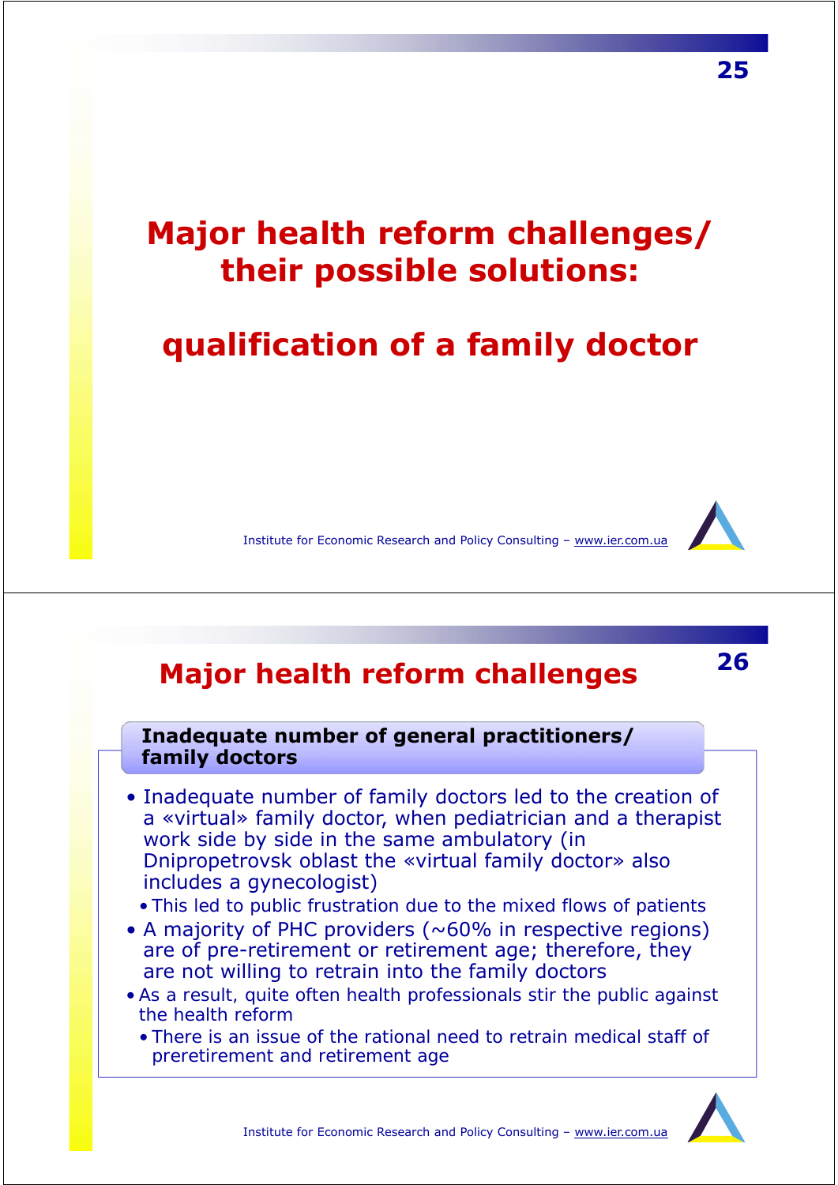# Major health reform challenges/ their possible solutions:

# qualification of a family doctor

## Major health reform challenges

### Inadequate number of general practitioners/ family doctors

- Inadequate number of family doctors led to the creation of a «virtual» family doctor, when pediatrician and a therapist work side by side in the same ambulatory (in Dnipropetrovsk oblast the «virtual family doctor» also includes a gynecologist)
  - This led to public frustration due to the mixed flows of patients
- A majority of PHC providers (~60% in respective regions) are of pre-retirement or retirement age; therefore, they are not willing to retrain into the family doctors
- As a result, quite often health professionals stir the public against the health reform
  - There is an issue of the rational need to retrain medical staff of preretirement and retirement age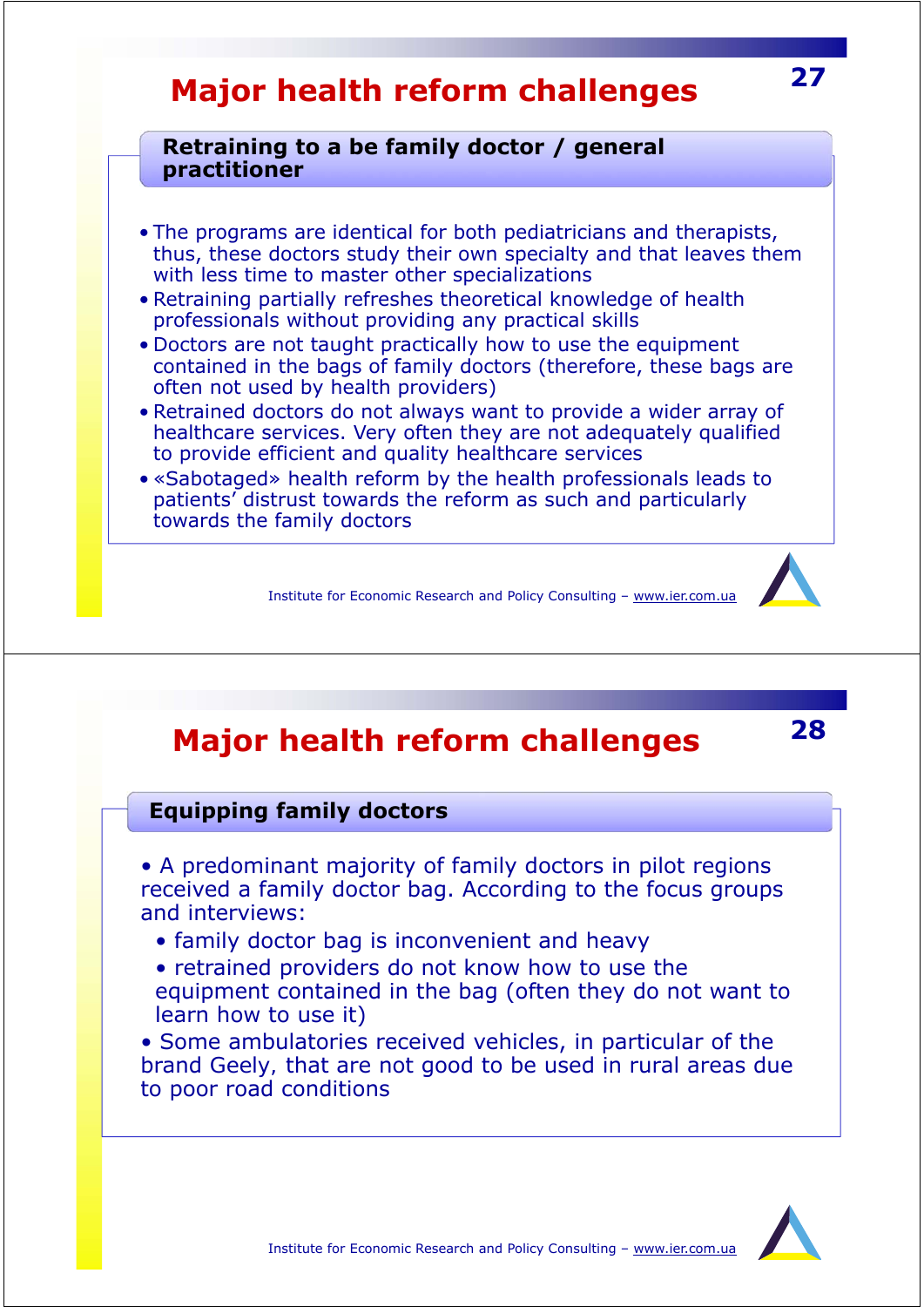# Major health reform challenges

## Retraining to a be family doctor / general practitioner

- The programs are identical for both pediatricians and therapists, thus, these doctors study their own specialty and that leaves them with less time to master other specializations
- Retraining partially refreshes theoretical knowledge of health professionals without providing any practical skills
- Doctors are not taught practically how to use the equipment contained in the bags of family doctors (therefore, these bags are often not used by health providers)
- Retrained doctors do not always want to provide a wider array of healthcare services. Very often they are not adequately qualified to provide efficient and quality healthcare services
- «Sabotaged» health reform by the health professionals leads to patients' distrust towards the reform as such and particularly towards the family doctors

Institute for Economic Research and Policy Consulting – www.ier.com.ua

# Major health reform challenges

## Equipping family doctors

- A predominant majority of family doctors in pilot regions received a family doctor bag. According to the focus groups and interviews:
  - family doctor bag is inconvenient and heavy
  - retrained providers do not know how to use the equipment contained in the bag (often they do not want to learn how to use it)
- Some ambulatories received vehicles, in particular of the brand Geely, that are not good to be used in rural areas due to poor road conditions

Institute for Economic Research and Policy Consulting – www.ier.com.ua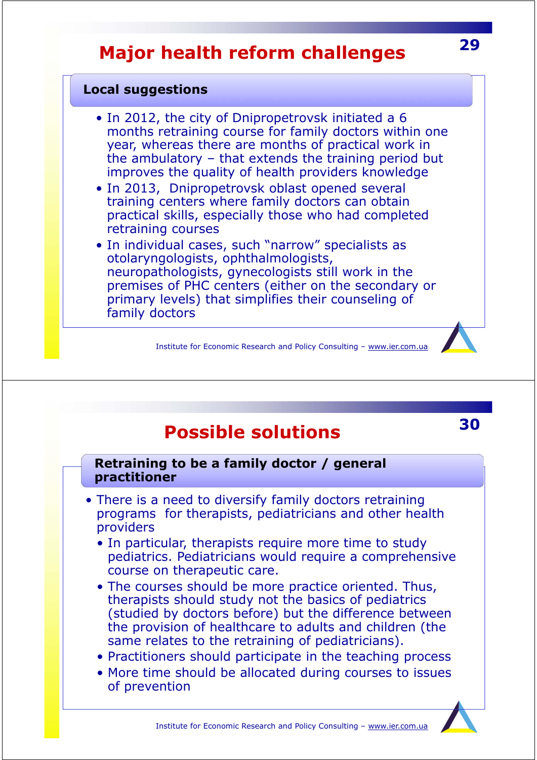# Major health reform challenges

### Local suggestions

- In 2012, the city of Dnipropetrovsk initiated a 6 months retraining course for family doctors within one year, whereas there are months of practical work in the ambulatory – that extends the training period but improves the quality of health providers knowledge
- In 2013, Dnipropetrovsk oblast opened several training centers where family doctors can obtain practical skills, especially those who had completed retraining courses
- In individual cases, such "narrow" specialists as otolaryngologists, ophthalmologists, neuropathologists, gynecologists still work in the premises of PHC centers (either on the secondary or primary levels) that simplifies their counseling of family doctors

# Possible solutions

### Retraining to be a family doctor / general practitioner

- There is a need to diversify family doctors retraining programs for therapists, pediatricians and other health providers
  - In particular, therapists require more time to study pediatrics. Pediatricians would require a comprehensive course on therapeutic care.
  - The courses should be more practice oriented. Thus, therapists should study not the basics of pediatrics (studied by doctors before) but the difference between the provision of healthcare to adults and children (the same relates to the retraining of pediatricians).
  - Practitioners should participate in the teaching process
  - More time should be allocated during courses to issues of prevention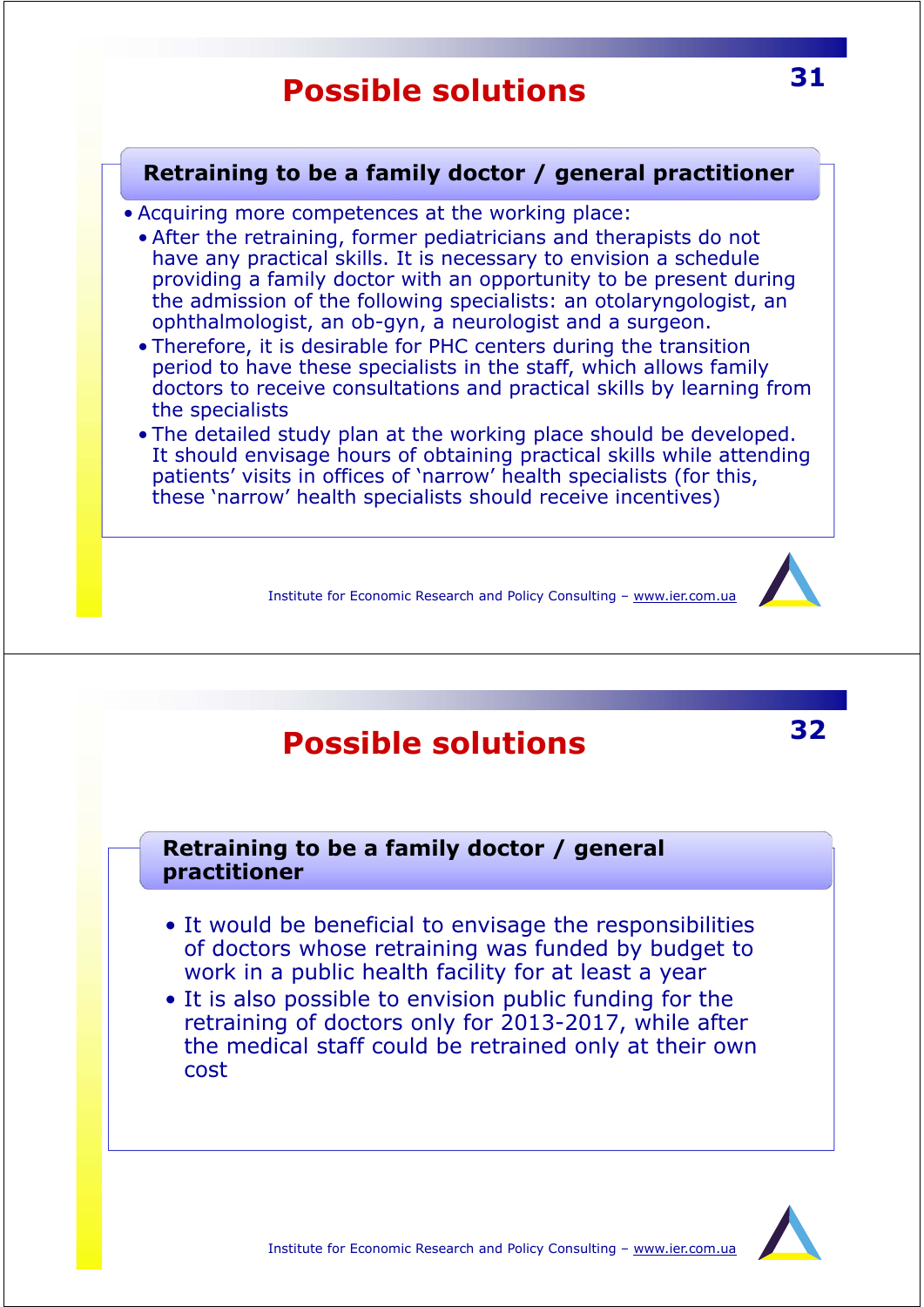# Possible solutions

## Retraining to be a family doctor / general practitioner

- Acquiring more competences at the working place:
  - After the retraining, former pediatricians and therapists do not have any practical skills. It is necessary to envision a schedule providing a family doctor with an opportunity to be present during the admission of the following specialists: an otolaryngologist, an ophthalmologist, an ob-gyn, a neurologist and a surgeon.
  - Therefore, it is desirable for PHC centers during the transition period to have these specialists in the staff, which allows family doctors to receive consultations and practical skills by learning from the specialists
  - The detailed study plan at the working place should be developed. It should envisage hours of obtaining practical skills while attending patients' visits in offices of 'narrow' health specialists (for this, these 'narrow' health specialists should receive incentives)

Institute for Economic Research and Policy Consulting – www.ier.com.ua

# Possible solutions

## Retraining to be a family doctor / general practitioner

- It would be beneficial to envisage the responsibilities of doctors whose retraining was funded by budget to work in a public health facility for at least a year
- It is also possible to envision public funding for the retraining of doctors only for 2013-2017, while after the medical staff could be retrained only at their own cost

Institute for Economic Research and Policy Consulting – www.ier.com.ua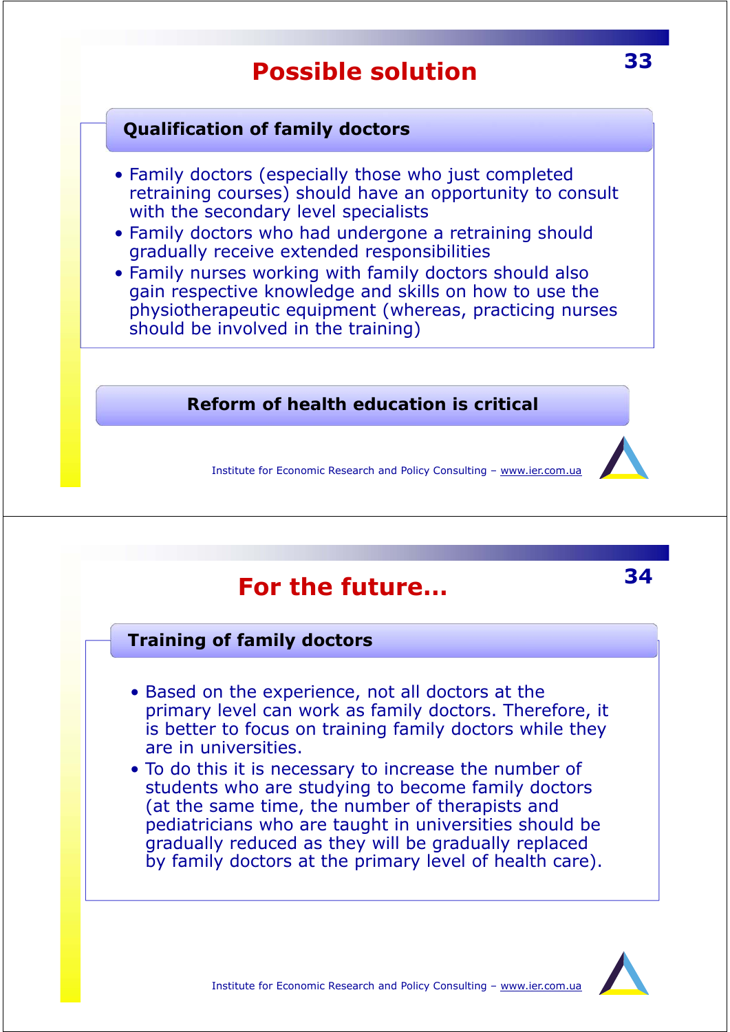# Possible solution

## Qualification of family doctors

- Family doctors (especially those who just completed retraining courses) should have an opportunity to consult with the secondary level specialists
- Family doctors who had undergone a retraining should gradually receive extended responsibilities
- Family nurses working with family doctors should also gain respective knowledge and skills on how to use the physiotherapeutic equipment (whereas, practicing nurses should be involved in the training)

**Reform of health education is critical**

# For the future…

## Training of family doctors

- Based on the experience, not all doctors at the primary level can work as family doctors. Therefore, it is better to focus on training family doctors while they are in universities.
- To do this it is necessary to increase the number of students who are studying to become family doctors (at the same time, the number of therapists and pediatricians who are taught in universities should be gradually reduced as they will be gradually replaced by family doctors at the primary level of health care).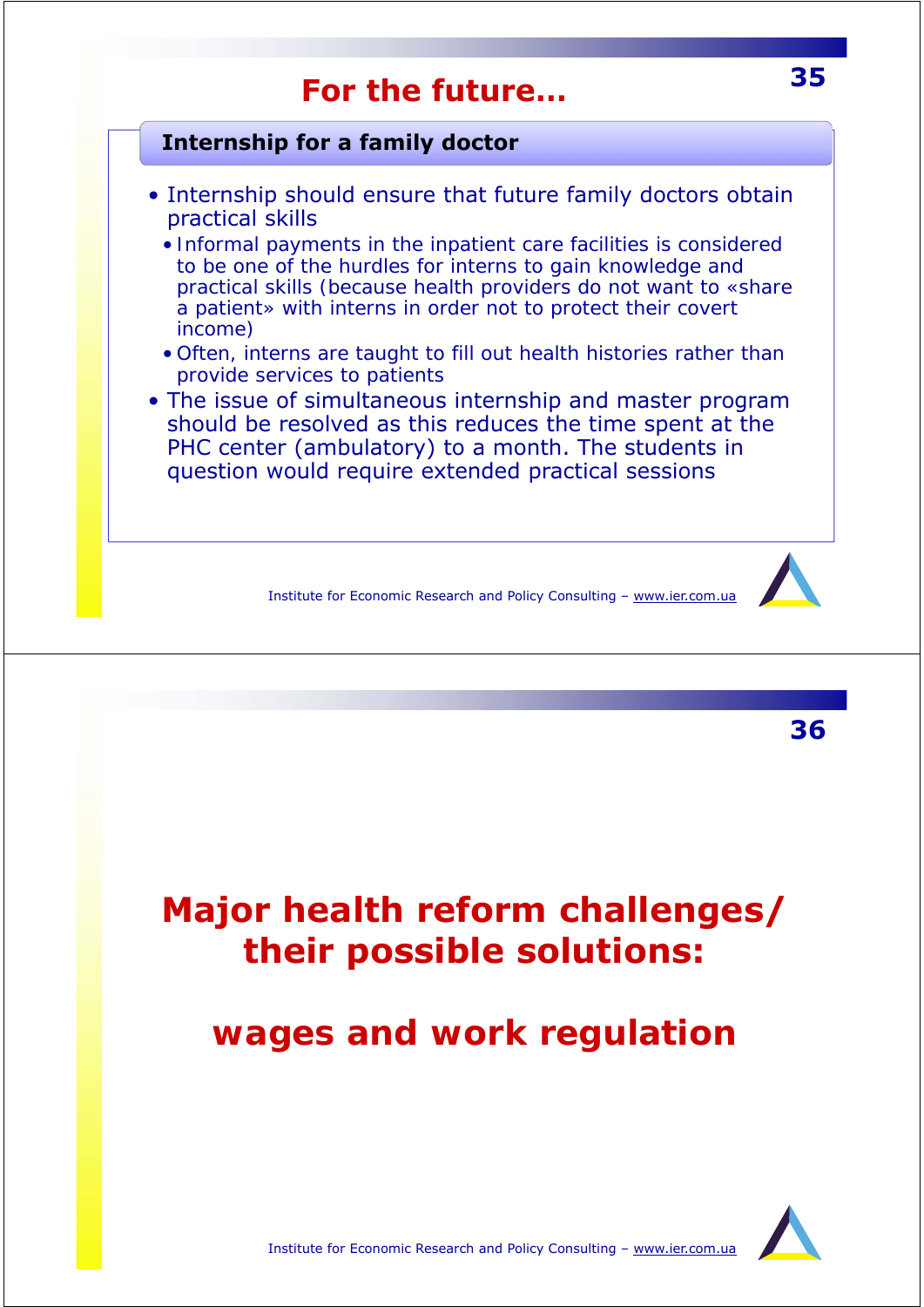# For the future…

## Internship for a family doctor

- Internship should ensure that future family doctors obtain practical skills
  - Informal payments in the inpatient care facilities is considered to be one of the hurdles for interns to gain knowledge and practical skills (because health providers do not want to «share a patient» with interns in order not to protect their covert income)
  - Often, interns are taught to fill out health histories rather than provide services to patients
- The issue of simultaneous internship and master program should be resolved as this reduces the time spent at the PHC center (ambulatory) to a month. The students in question would require extended practical sessions

# Major health reform challenges/ their possible solutions:

# wages and work regulation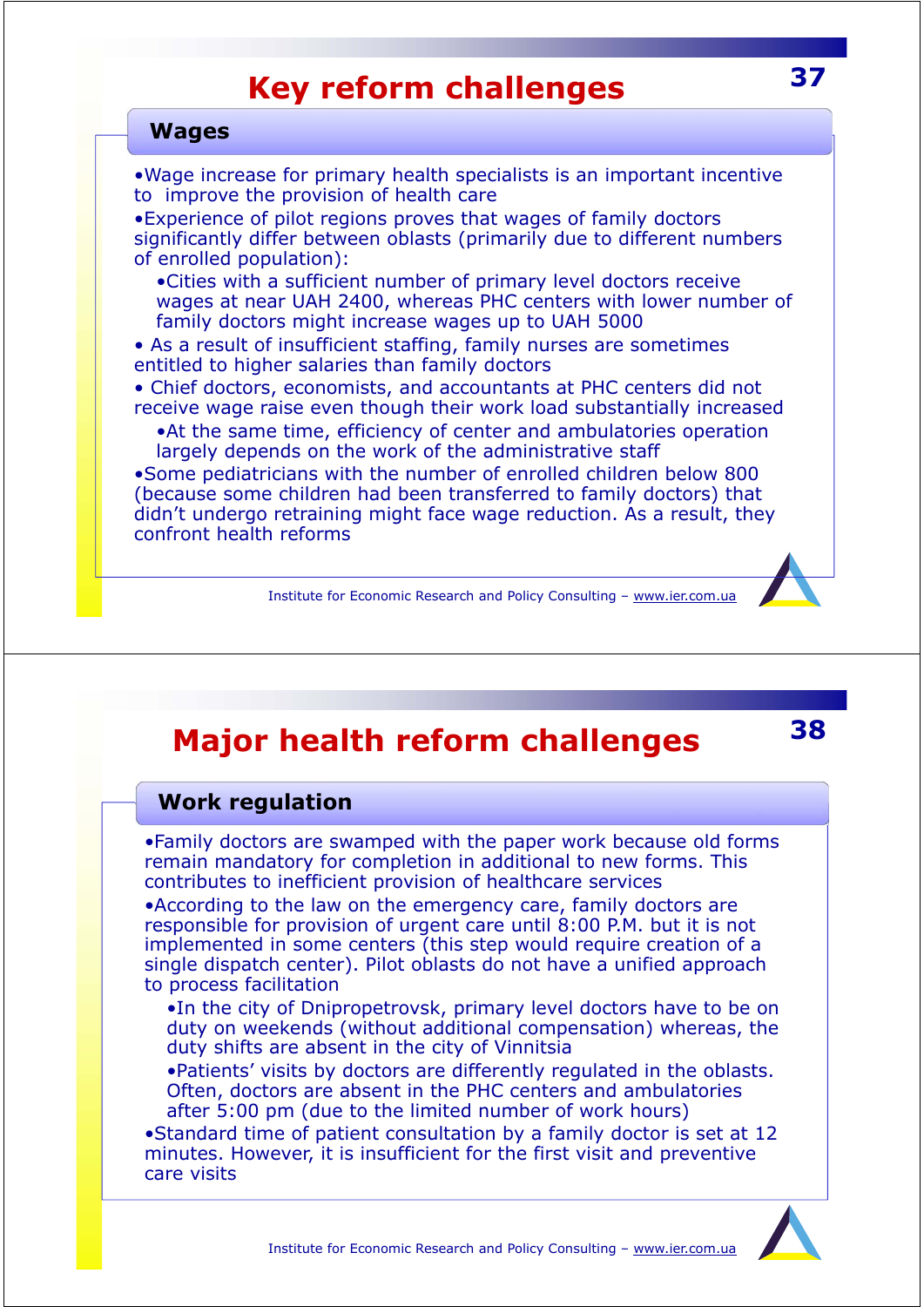# Key reform challenges

## Wages

- Wage increase for primary health specialists is an important incentive to improve the provision of health care
- Experience of pilot regions proves that wages of family doctors significantly differ between oblasts (primarily due to different numbers of enrolled population):
  - Cities with a sufficient number of primary level doctors receive wages at near UAH 2400, whereas PHC centers with lower number of family doctors might increase wages up to UAH 5000
- As a result of insufficient staffing, family nurses are sometimes entitled to higher salaries than family doctors
- Chief doctors, economists, and accountants at PHC centers did not receive wage raise even though their work load substantially increased
  - At the same time, efficiency of center and ambulatories operation largely depends on the work of the administrative staff
- Some pediatricians with the number of enrolled children below 800 (because some children had been transferred to family doctors) that didn't undergo retraining might face wage reduction. As a result, they confront health reforms

# Major health reform challenges

## Work regulation

- Family doctors are swamped with the paper work because old forms remain mandatory for completion in additional to new forms. This contributes to inefficient provision of healthcare services
- According to the law on the emergency care, family doctors are responsible for provision of urgent care until 8:00 P.M. but it is not implemented in some centers (this step would require creation of a single dispatch center). Pilot oblasts do not have a unified approach to process facilitation
  - In the city of Dnipropetrovsk, primary level doctors have to be on duty on weekends (without additional compensation) whereas, the duty shifts are absent in the city of Vinnitsia
  - Patients' visits by doctors are differently regulated in the oblasts. Often, doctors are absent in the PHC centers and ambulatories after 5:00 pm (due to the limited number of work hours)
- Standard time of patient consultation by a family doctor is set at 12 minutes. However, it is insufficient for the first visit and preventive care visits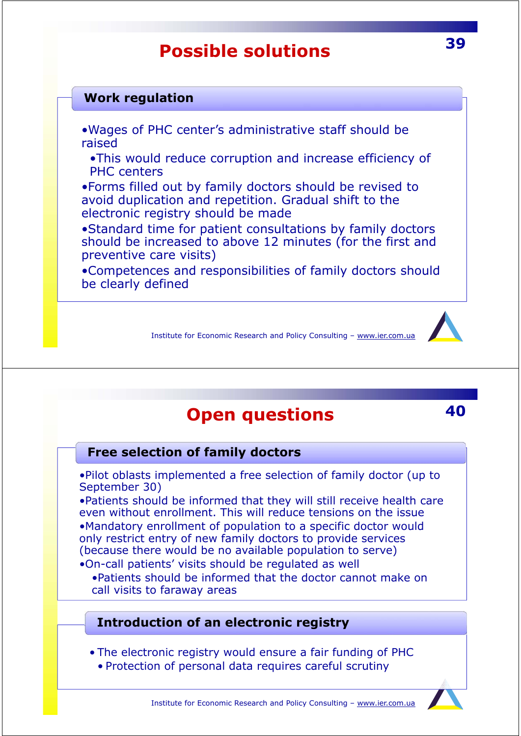# Possible solutions

## Work regulation

- Wages of PHC center's administrative staff should be raised
  - This would reduce corruption and increase efficiency of PHC centers
- Forms filled out by family doctors should be revised to avoid duplication and repetition. Gradual shift to the electronic registry should be made
- Standard time for patient consultations by family doctors should be increased to above 12 minutes (for the first and preventive care visits)
- Competences and responsibilities of family doctors should be clearly defined

Institute for Economic Research and Policy Consulting – www.ier.com.ua

# Open questions

## Free selection of family doctors

- Pilot oblasts implemented a free selection of family doctor (up to September 30)
- Patients should be informed that they will still receive health care even without enrollment. This will reduce tensions on the issue
- Mandatory enrollment of population to a specific doctor would only restrict entry of new family doctors to provide services (because there would be no available population to serve)
- On-call patients' visits should be regulated as well
  - Patients should be informed that the doctor cannot make on call visits to faraway areas

## Introduction of an electronic registry

- The electronic registry would ensure a fair funding of PHC
  - Protection of personal data requires careful scrutiny

Institute for Economic Research and Policy Consulting – www.ier.com.ua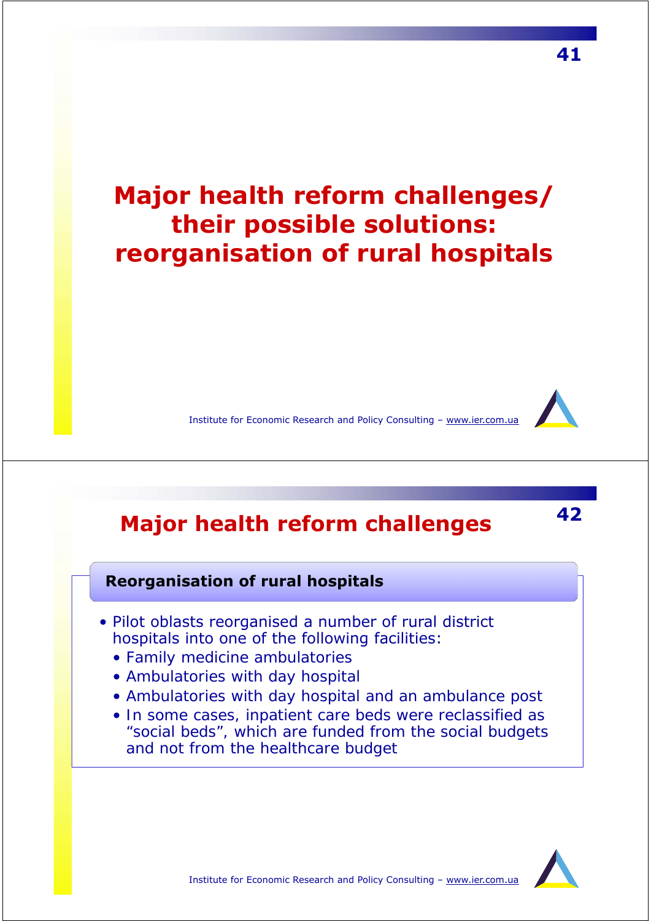# Major health reform challenges/ their possible solutions: reorganisation of rural hospitals

# Major health reform challenges

### Reorganisation of rural hospitals

- Pilot oblasts reorganised a number of rural district hospitals into one of the following facilities:
  - Family medicine ambulatories
  - Ambulatories with day hospital
  - Ambulatories with day hospital and an ambulance post
  - In some cases, inpatient care beds were reclassified as "social beds", which are funded from the social budgets and not from the healthcare budget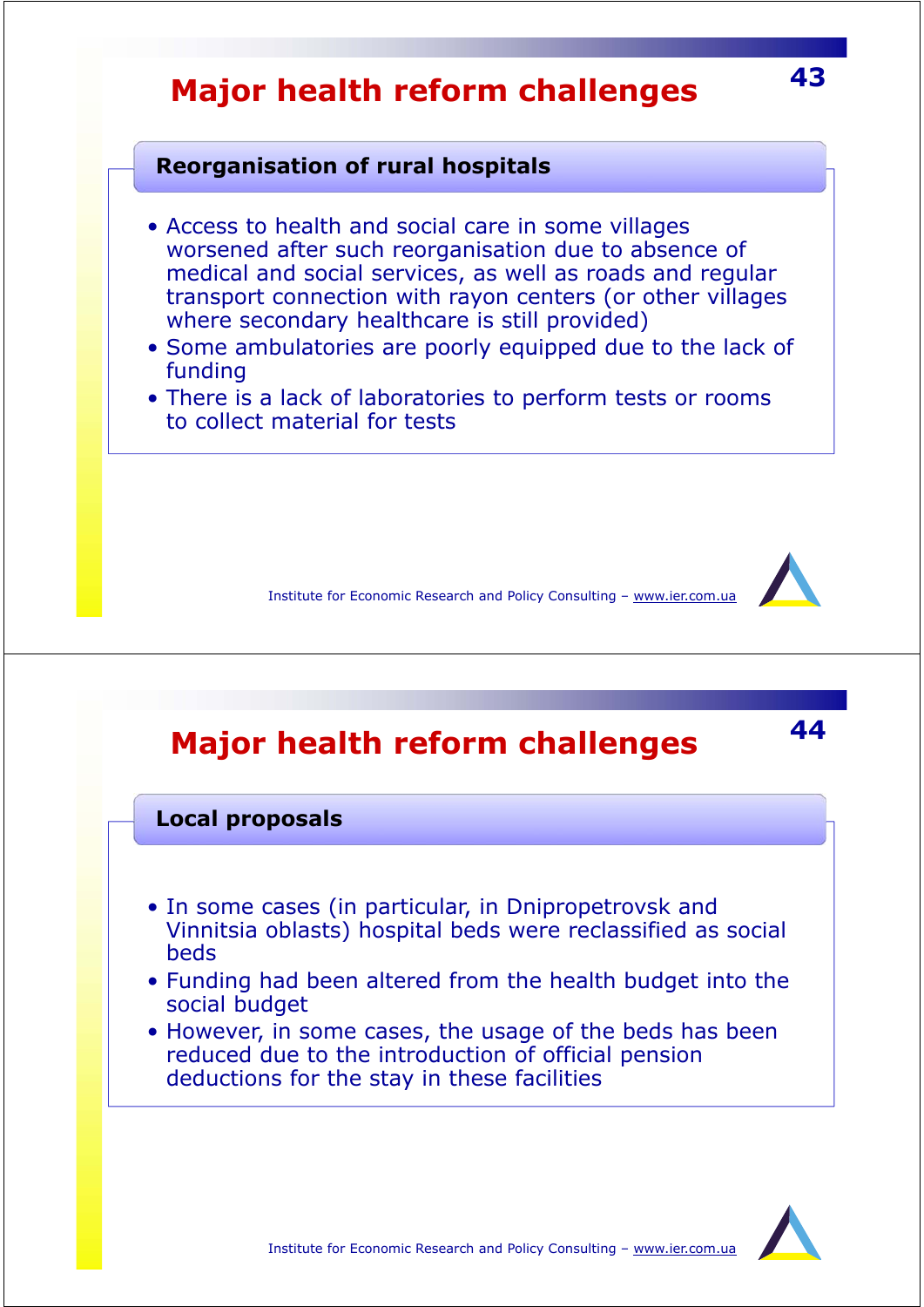# Major health reform challenges

## Reorganisation of rural hospitals

- Access to health and social care in some villages worsened after such reorganisation due to absence of medical and social services, as well as roads and regular transport connection with rayon centers (or other villages where secondary healthcare is still provided)
- Some ambulatories are poorly equipped due to the lack of funding
- There is a lack of laboratories to perform tests or rooms to collect material for tests

# Major health reform challenges

## Local proposals

- In some cases (in particular, in Dnipropetrovsk and Vinnitsia oblasts) hospital beds were reclassified as social beds
- Funding had been altered from the health budget into the social budget
- However, in some cases, the usage of the beds has been reduced due to the introduction of official pension deductions for the stay in these facilities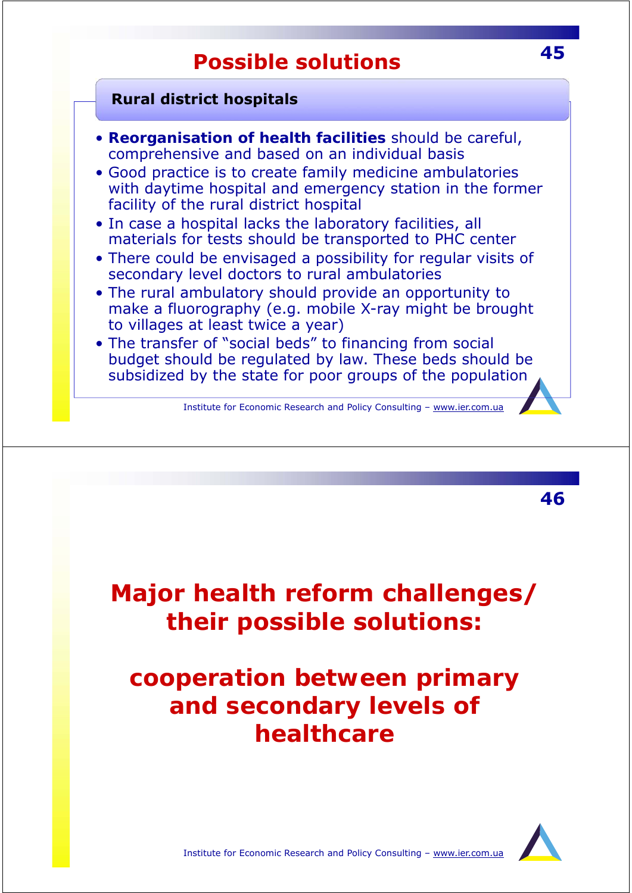# Possible solutions

### Rural district hospitals

- **Reorganisation of health facilities** should be careful, comprehensive and based on an individual basis
- Good practice is to create family medicine ambulatories with daytime hospital and emergency station in the former facility of the rural district hospital
- In case a hospital lacks the laboratory facilities, all materials for tests should be transported to PHC center
- There could be envisaged a possibility for regular visits of secondary level doctors to rural ambulatories
- The rural ambulatory should provide an opportunity to make a fluorography (e.g. mobile X-ray might be brought to villages at least twice a year)
- The transfer of "social beds" to financing from social budget should be regulated by law. These beds should be subsidized by the state for poor groups of the population

# Major health reform challenges/ their possible solutions:

# cooperation between primary and secondary levels of healthcare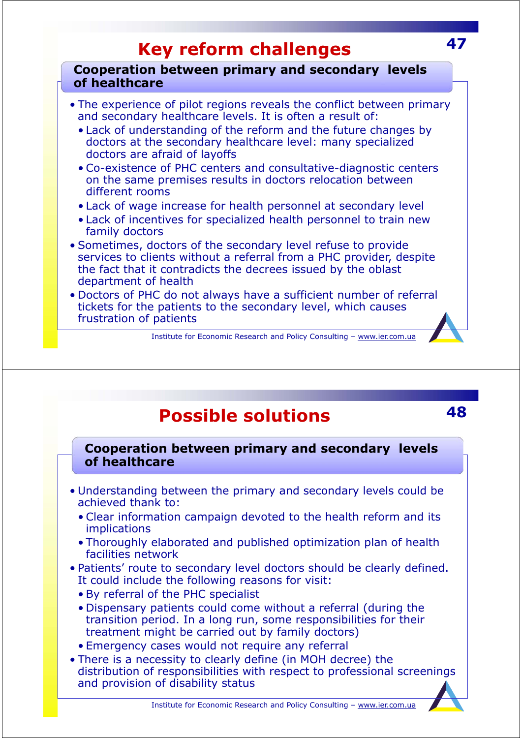# Key reformchallenges

## Cooperation between primary and secondary levels of healthcare

- The experience of pilot regions reveals the conflict between primary and secondary healthcare levels. It is often a result of:
  - Lack of understanding of the reform and the future changes by doctors at the secondary healthcare level: many specialized doctors are afraid of layoffs
  - Co-existence of PHC centers and consultative-diagnostic centers on the same premises results in doctors relocation between different rooms
  - Lack of wage increase for health personnel at secondary level
  - Lack of incentives for specialized health personnel to train new family doctors
- Sometimes, doctors of the secondary level refuse to provide services to clients without a referral from a PHC provider, despite the fact that it contradicts the decrees issued by the oblast department of health
- Doctors of PHC do not always have a sufficient number of referral tickets for the patients to the secondary level, which causes frustration of patients

# Possible solutions

## Cooperation between primary and secondary levels of healthcare

- Understanding between the primary and secondary levels could be achieved thank to:
  - Clear information campaign devoted to the health reform and its implications
  - Thoroughly elaborated and published optimization plan of health facilities network
- Patients' route to secondary level doctors should be clearly defined. It could include the following reasons for visit:
  - By referral of the PHC specialist
  - Dispensary patients could come without a referral (during the transition period. In a long run, some responsibilities for their treatment might be carried out by family doctors)
  - Emergency cases would not require any referral
- There is a necessity to clearly define (in MOH decree) the distribution of responsibilities with respect to professional screenings and provision of disability status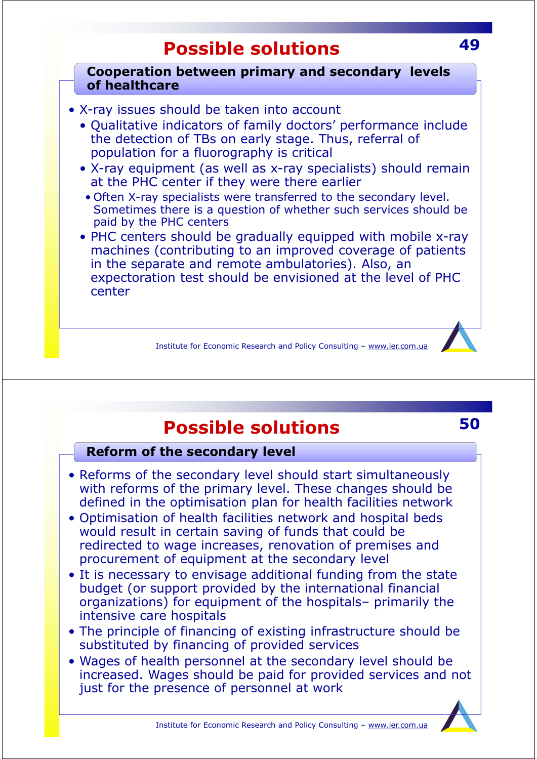# Possible solutions

## Cooperation between primary and secondary levels of healthcare

- X-ray issues should be taken into account
  - Qualitative indicators of family doctors' performance include the detection of TBs on early stage. Thus, referral of population for a fluorography is critical
  - X-ray equipment (as well as x-ray specialists) should remain at the PHC center if they were there earlier
    - Often X-ray specialists were transferred to the secondary level. Sometimes there is a question of whether such services should be paid by the PHC centers
  - PHC centers should be gradually equipped with mobile x-ray machines (contributing to an improved coverage of patients in the separate and remote ambulatories). Also, an expectoration test should be envisioned at the level of PHC center

# Possible solutions

## Reform of the secondary level

- Reforms of the secondary level should start simultaneously with reforms of the primary level. These changes should be defined in the optimisation plan for health facilities network
- Optimisation of health facilities network and hospital beds would result in certain saving of funds that could be redirected to wage increases, renovation of premises and procurement of equipment at the secondary level
- It is necessary to envisage additional funding from the state budget (or support provided by the international financial organizations) for equipment of the hospitals– primarily the intensive care hospitals
- The principle of financing of existing infrastructure should be substituted by financing of provided services
- Wages of health personnel at the secondary level should be increased. Wages should be paid for provided services and not just for the presence of personnel at work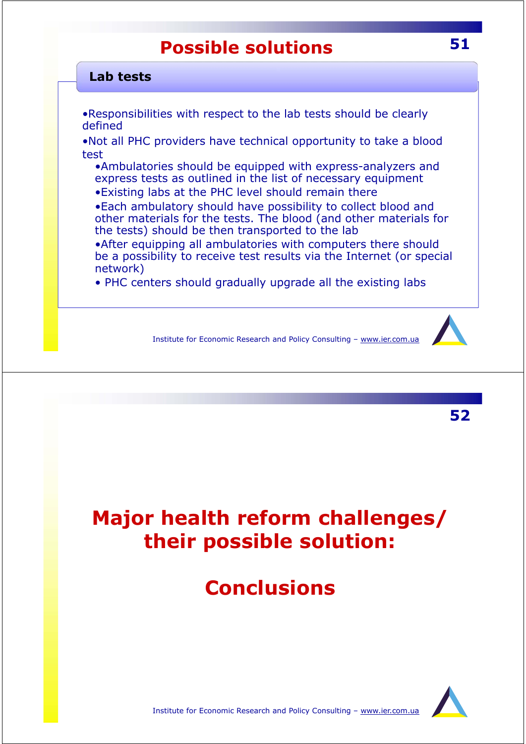# Possible solutions

## Lab tests

- Responsibilities with respect to the lab tests should be clearly defined
- Not all PHC providers have technical opportunity to take a blood test
  - Ambulatories should be equipped with express-analyzers and express tests as outlined in the list of necessary equipment
  - Existing labs at the PHC level should remain there
  - Each ambulatory should have possibility to collect blood and other materials for the tests. The blood (and other materials for the tests) should be then transported to the lab
  - After equipping all ambulatories with computers there should be a possibility to receive test results via the Internet (or special network)
  - PHC centers should gradually upgrade all the existing labs

Institute for Economic Research and Policy Consulting – www.ier.com.ua

# Major health reform challenges/ their possible solution:

# Conclusions

Institute for Economic Research and Policy Consulting – www.ier.com.ua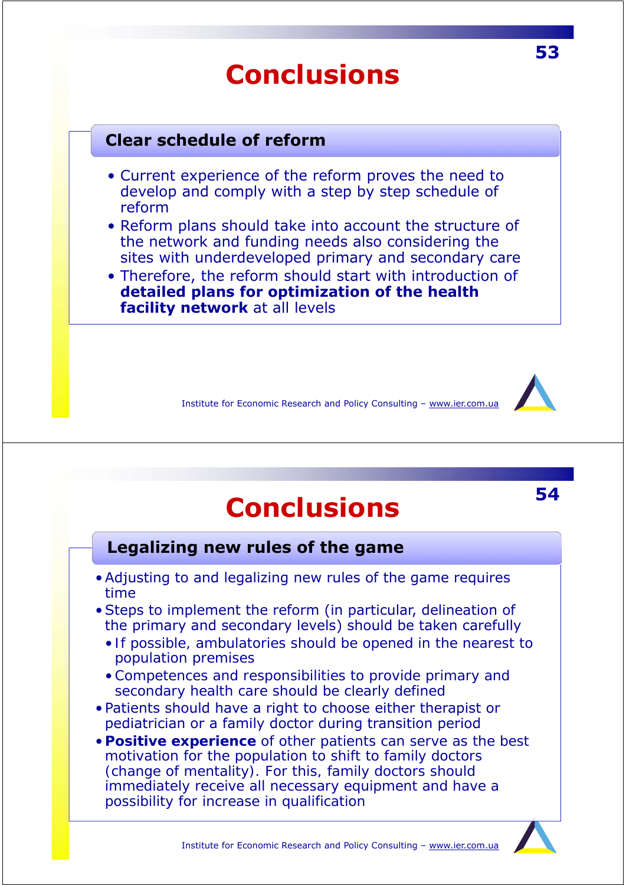# Conclusions

## Clear schedule of reform

- Current experience of the reform proves the need to develop and comply with a step by step schedule of reform
- Reform plans should take into account the structure of the network and funding needs also considering the sites with underdeveloped primary and secondary care
- Therefore, the reform should start with introduction of **detailed plans for optimization of the health facility network** at all levels

# Conclusions

## Legalizing new rules of the game

- Adjusting to and legalizing new rules of the game requires time
- Steps to implement the reform (in particular, delineation of the primary and secondary levels) should be taken carefully
  - If possible, ambulatories should be opened in the nearest to population premises
  - Competences and responsibilities to provide primary and secondary health care should be clearly defined
- Patients should have a right to choose either therapist or pediatrician or a family doctor during transition period
- **Positive experience** of other patients can serve as the best motivation for the population to shift to family doctors (change of mentality). For this, family doctors should immediately receive all necessary equipment and have a possibility for increase in qualification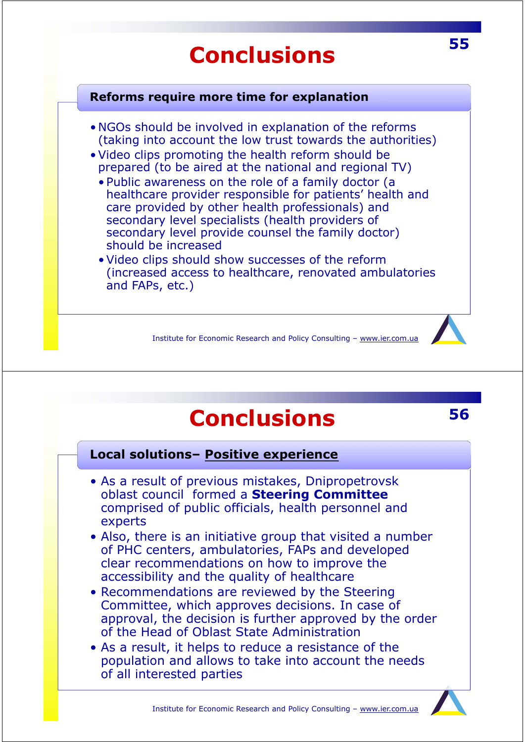# Conclusions

### Reforms require more time for explanation

- NGOs should be involved in explanation of the reforms (taking into account the low trust towards the authorities)
- Video clips promoting the health reform should be prepared (to be aired at the national and regional TV)
  - Public awareness on the role of a family doctor (a healthcare provider responsible for patients' health and care provided by other health professionals) and secondary level specialists (health providers of secondary level provide counsel the family doctor) should be increased
  - Video clips should show successes of the reform (increased access to healthcare, renovated ambulatories and FAPs, etc.)

# Conclusions

### Local solutions– Positive experience

- As a result of previous mistakes, Dnipropetrovsk oblast council formed a **Steering Committee** comprised of public officials, health personnel and experts
- Also, there is an initiative group that visited a number of PHC centers, ambulatories, FAPs and developed clear recommendations on how to improve the accessibility and the quality of healthcare
- Recommendations are reviewed by the Steering Committee, which approves decisions. In case of approval, the decision is further approved by the order of the Head of Oblast State Administration
- As a result, it helps to reduce a resistance of the population and allows to take into account the needs of all interested parties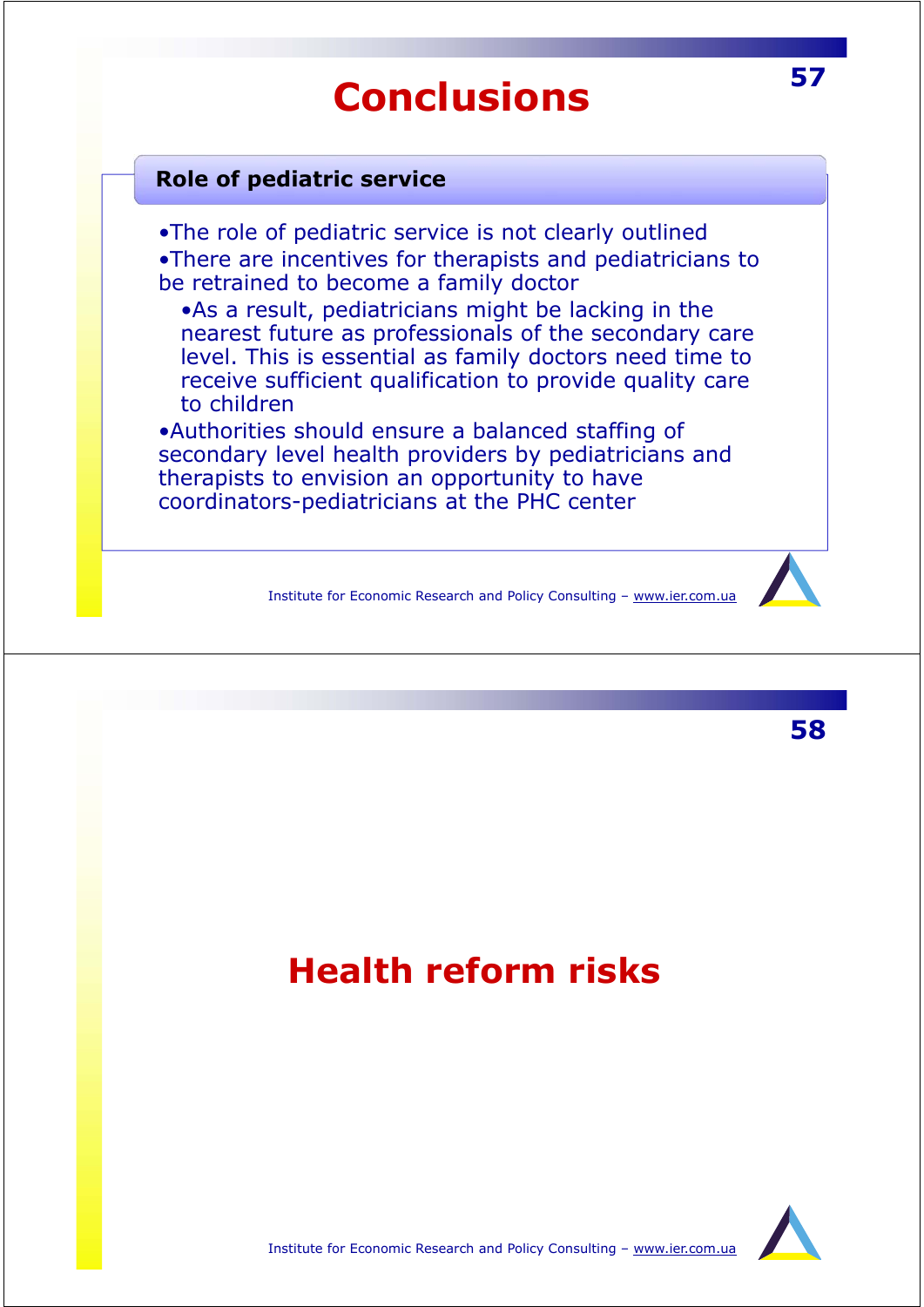# Conclusions

### Role of pediatric service

- The role of pediatric service is not clearly outlined
- There are incentives for therapists and pediatricians to be retrained to become a family doctor
  - As a result, pediatricians might be lacking in the nearest future as professionals of the secondary care level. This is essential as family doctors need time to receive sufficient qualification to provide quality care to children
- Authorities should ensure a balanced staffing of secondary level health providers by pediatricians and therapists to envision an opportunity to have coordinators-pediatricians at the PHC center

# Health reform risks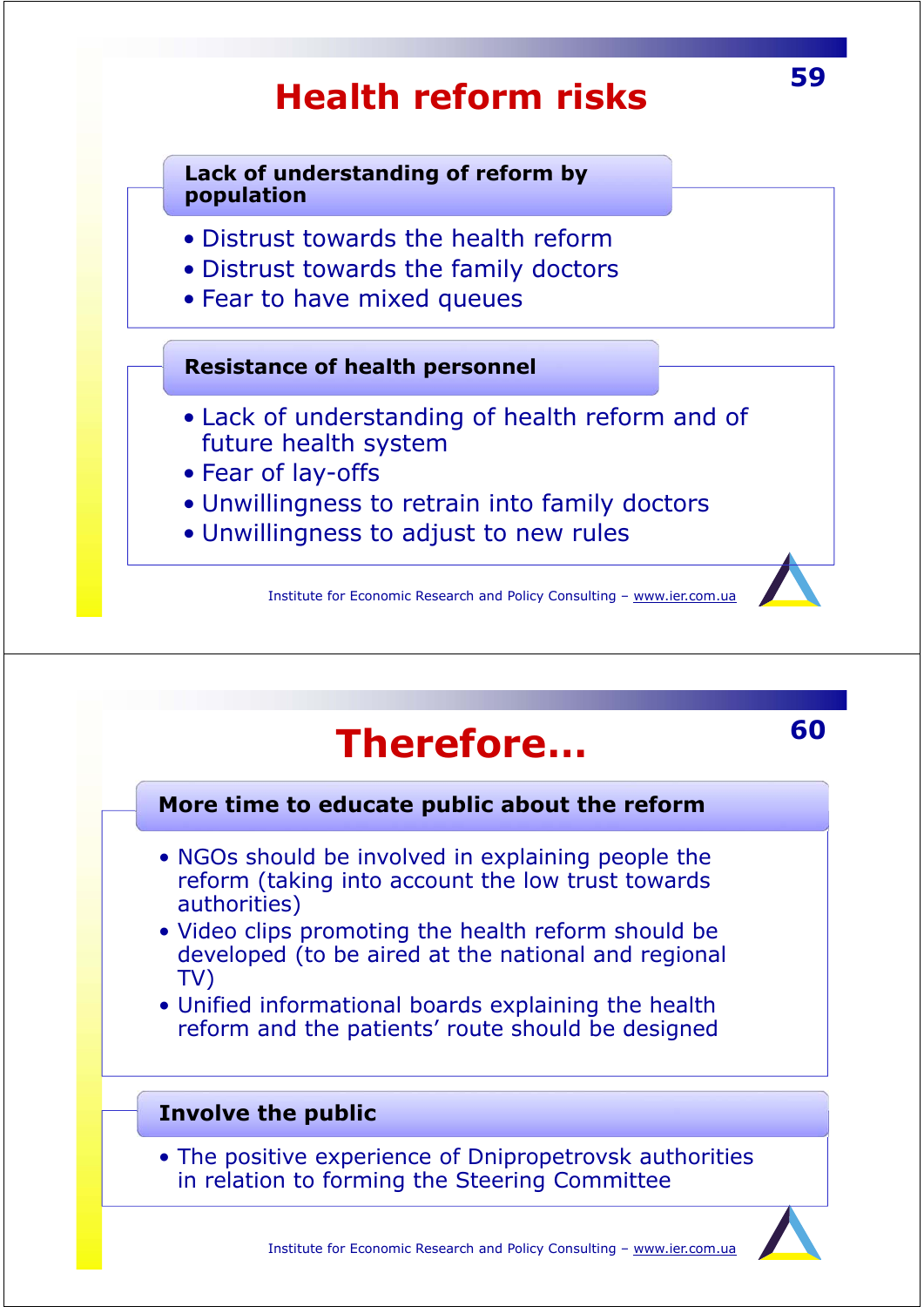# Health reform risks

### Lack of understanding of reform by population

- Distrust towards the health reform
- Distrust towards the family doctors
- Fear to have mixed queues

### Resistance of health personnel

- Lack of understanding of health reform and of future health system
- Fear of lay-offs
- Unwillingness to retrain into family doctors
- Unwillingness to adjust to new rules

Institute for Economic Research and Policy Consulting – www.ier.com.ua

# Therefore…

### More time to educate public about the reform

- NGOs should be involved in explaining people the reform (taking into account the low trust towards authorities)
- Video clips promoting the health reform should be developed (to be aired at the national and regional TV)
- Unified informational boards explaining the health reform and the patients' route should be designed

### Involve the public

- The positive experience of Dnipropetrovsk authorities in relation to forming the Steering Committee

Institute for Economic Research and Policy Consulting – www.ier.com.ua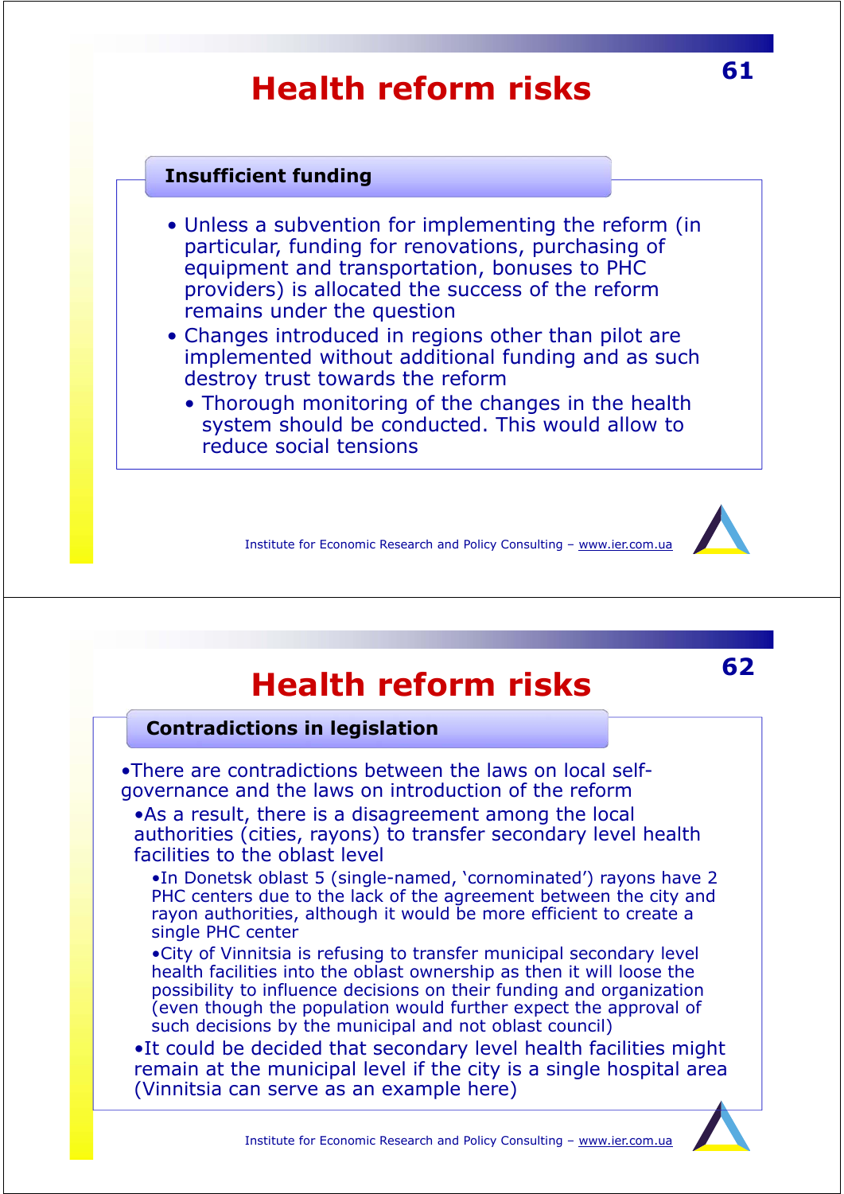# Health reform risks

## Insufficient funding

- Unless a subvention for implementing the reform (in particular, funding for renovations, purchasing of equipment and transportation, bonuses to PHC providers) is allocated the success of the reform remains under the question
- Changes introduced in regions other than pilot are implemented without additional funding and as such destroy trust towards the reform
  - Thorough monitoring of the changes in the health system should be conducted. This would allow to reduce social tensions

# Health reform risks

## Contradictions in legislation

- There are contradictions between the laws on local self-governance and the laws on introduction of the reform
  - As a result, there is a disagreement among the local authorities (cities, rayons) to transfer secondary level health facilities to the oblast level
    - In Donetsk oblast 5 (single-named, 'cornominated') rayons have 2 PHC centers due to the lack of the agreement between the city and rayon authorities, although it would be more efficient to create a single PHC center
    - City of Vinnitsia is refusing to transfer municipal secondary level health facilities into the oblast ownership as then it will loose the possibility to influence decisions on their funding and organization (even though the population would further expect the approval of such decisions by the municipal and not oblast council)
  - It could be decided that secondary level health facilities might remain at the municipal level if the city is a single hospital area (Vinnitsia can serve as an example here)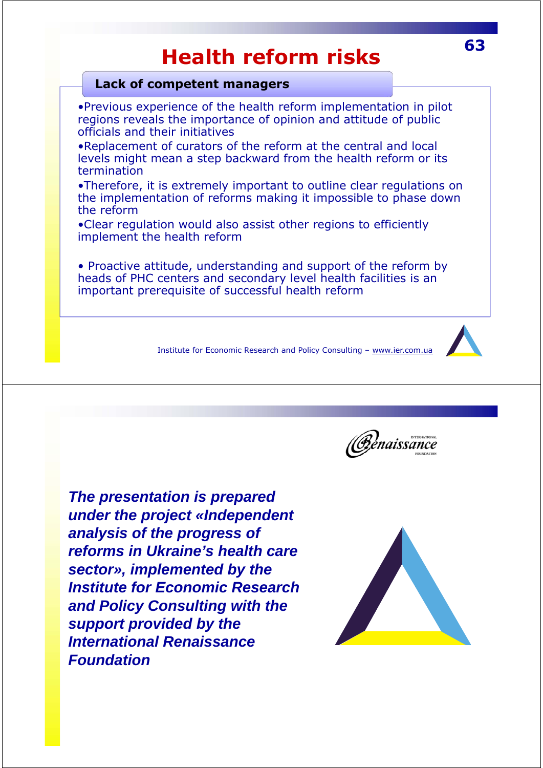# Health reform risks

## Lack of competent managers

- Previous experience of the health reform implementation in pilot regions reveals the importance of opinion and attitude of public officials and their initiatives
- Replacement of curators of the reform at the central and local levels might mean a step backward from the health reform or its termination
- Therefore, it is extremely important to outline clear regulations on the implementation of reforms making it impossible to phase down the reform
- Clear regulation would also assist other regions to efficiently implement the health reform

- Proactive attitude, understanding and support of the reform by heads of PHC centers and secondary level health facilities is an important prerequisite of successful health reform

Institute for Economic Research and Policy Consulting – www.ier.com.ua

---

International Renaissance Foundation

***The presentation is prepared under the project «Independent analysis of the progress of reforms in Ukraine's health care sector», implemented by the Institute for Economic Research and Policy Consulting with the support provided by the International Renaissance Foundation***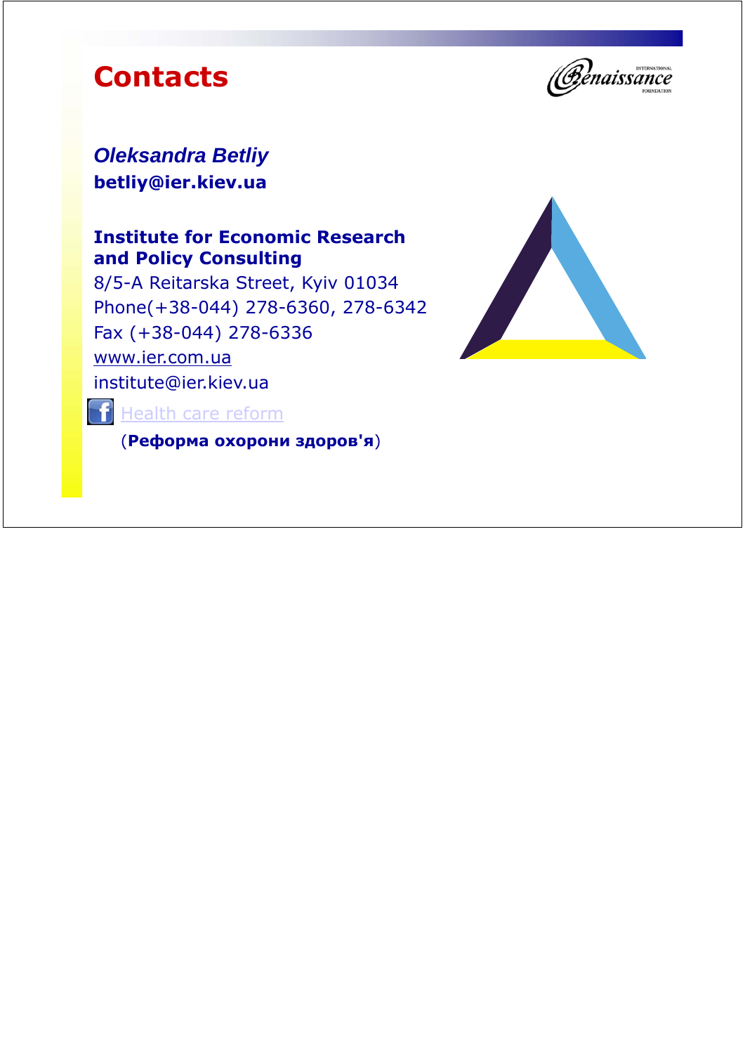# Contacts

***Oleksandra Betliy***
**betliy@ier.kiev.ua**

**Institute for Economic Research and Policy Consulting**
8/5-A Reitarska Street, Kyiv 01034
Phone(+38-044) 278-6360, 278-6342
Fax (+38-044) 278-6336
www.ier.com.ua
institute@ier.kiev.ua

Health care reform

(**Реформа охорони здоров'я**)